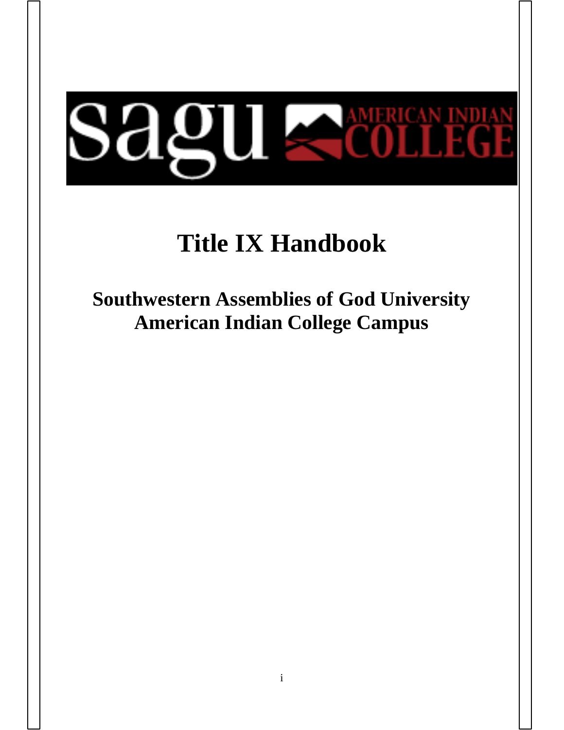# Title IX Handbook

## Southwestern Assemblies of God University American Indian College Campus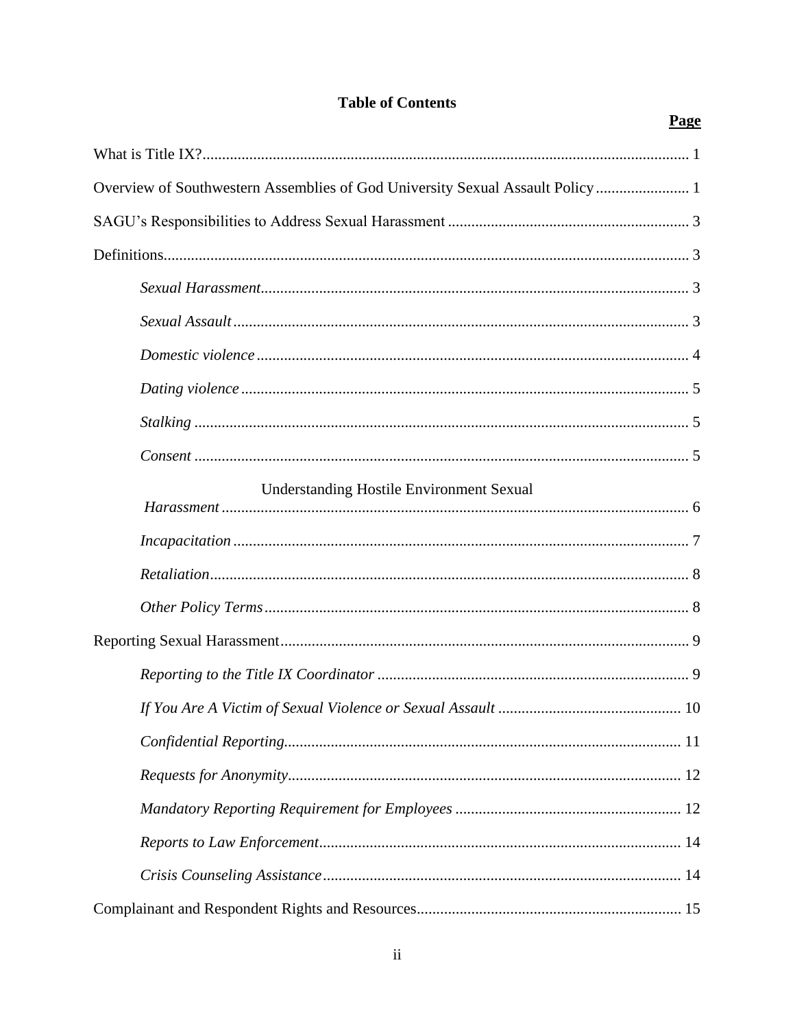**Table of Contents**

| | **Page** |
|---|---|
| What is Title IX? | 1 |
| Overview of Southwestern Assemblies of God University Sexual Assault Policy | 1 |
| SAGU's Responsibilities to Address Sexual Harassment | 3 |
| Definitions | 3 |
| *Sexual Harassment* | 3 |
| *Sexual Assault* | 3 |
| *Domestic violence* | 4 |
| *Dating violence* | 5 |
| *Stalking* | 5 |
| *Consent* | 5 |
| Understanding Hostile Environment Sexual *Harassment* | 6 |
| *Incapacitation* | 7 |
| *Retaliation* | 8 |
| *Other Policy Terms* | 8 |
| Reporting Sexual Harassment | 9 |
| *Reporting to the Title IX Coordinator* | 9 |
| *If You Are A Victim of Sexual Violence or Sexual Assault* | 10 |
| *Confidential Reporting* | 11 |
| *Requests for Anonymity* | 12 |
| *Mandatory Reporting Requirement for Employees* | 12 |
| *Reports to Law Enforcement* | 14 |
| *Crisis Counseling Assistance* | 14 |
| Complainant and Respondent Rights and Resources | 15 |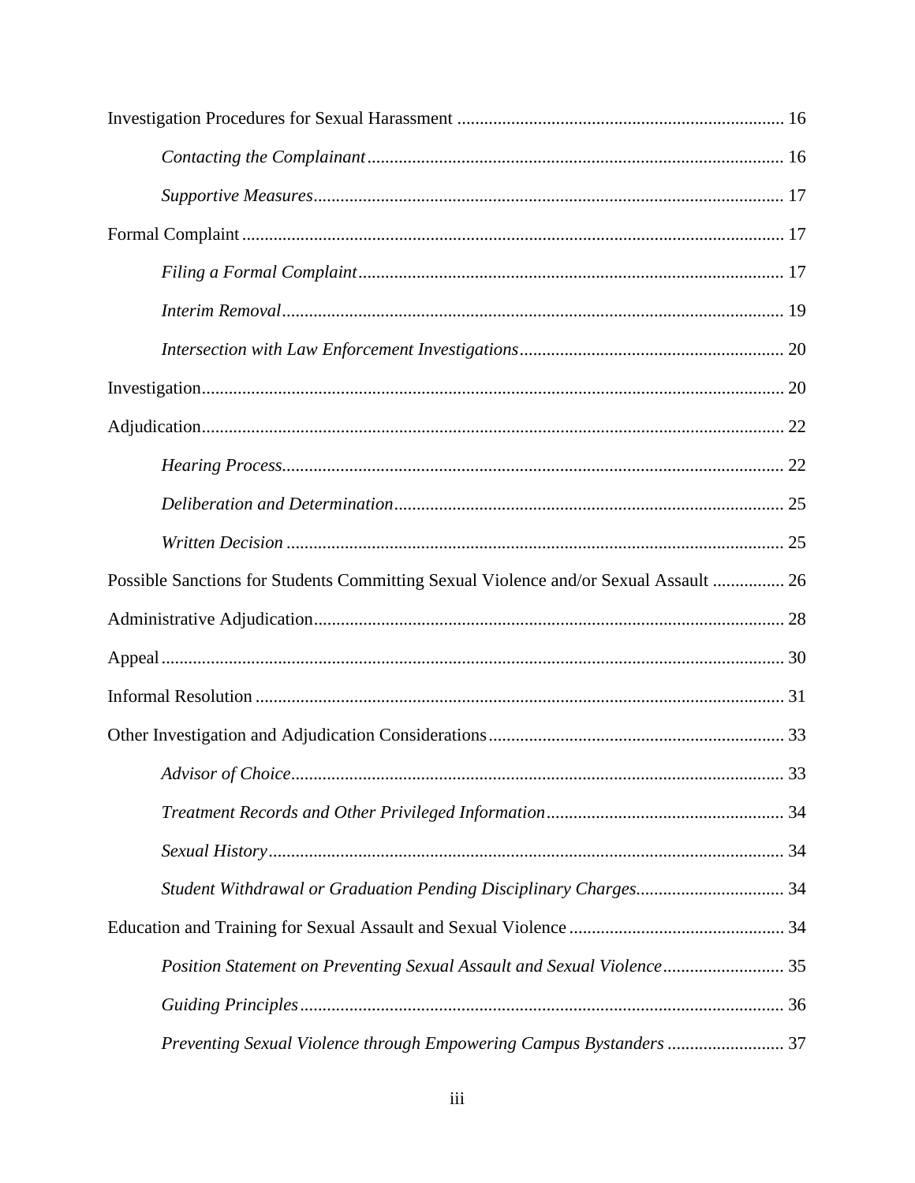Investigation Procedures for Sexual Harassment ........................................................................ 16

*Contacting the Complainant* ........................................................................................... 16

*Supportive Measures* ....................................................................................................... 17

Formal Complaint ........................................................................................................................ 17

*Filing a Formal Complaint* .............................................................................................. 17

*Interim Removal* ............................................................................................................... 19

*Intersection with Law Enforcement Investigations* ........................................................... 20

Investigation................................................................................................................................. 20

Adjudication................................................................................................................................. 22

*Hearing Process* ............................................................................................................... 22

*Deliberation and Determination* ....................................................................................... 25

*Written Decision* .............................................................................................................. 25

Possible Sanctions for Students Committing Sexual Violence and/or Sexual Assault ................ 26

Administrative Adjudication........................................................................................................ 28

Appeal .......................................................................................................................................... 30

Informal Resolution ..................................................................................................................... 31

Other Investigation and Adjudication Considerations .................................................................. 33

*Advisor of Choice* ............................................................................................................ 33

*Treatment Records and Other Privileged Information* ..................................................... 34

*Sexual History* .................................................................................................................. 34

*Student Withdrawal or Graduation Pending Disciplinary Charges* ................................. 34

Education and Training for Sexual Assault and Sexual Violence ................................................ 34

*Position Statement on Preventing Sexual Assault and Sexual Violence* ........................... 35

*Guiding Principles* ........................................................................................................... 36

*Preventing Sexual Violence through Empowering Campus Bystanders* .......................... 37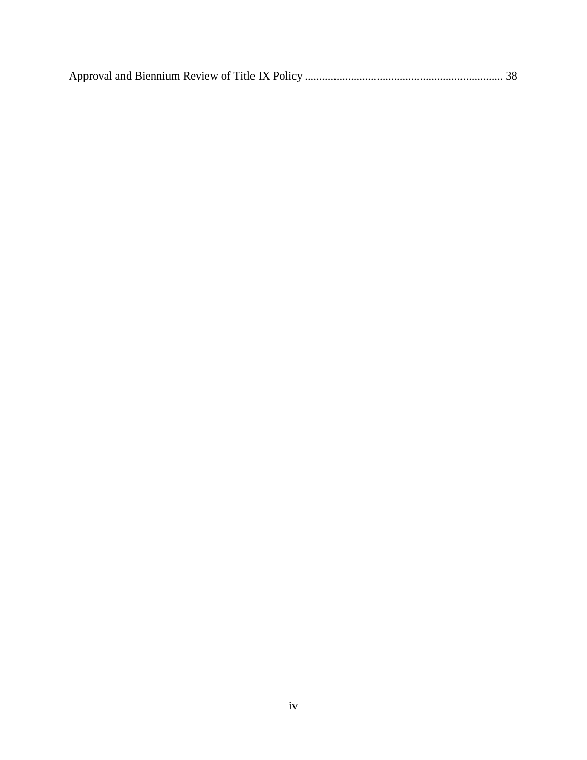Approval and Biennium Review of Title IX Policy .................................................................... 38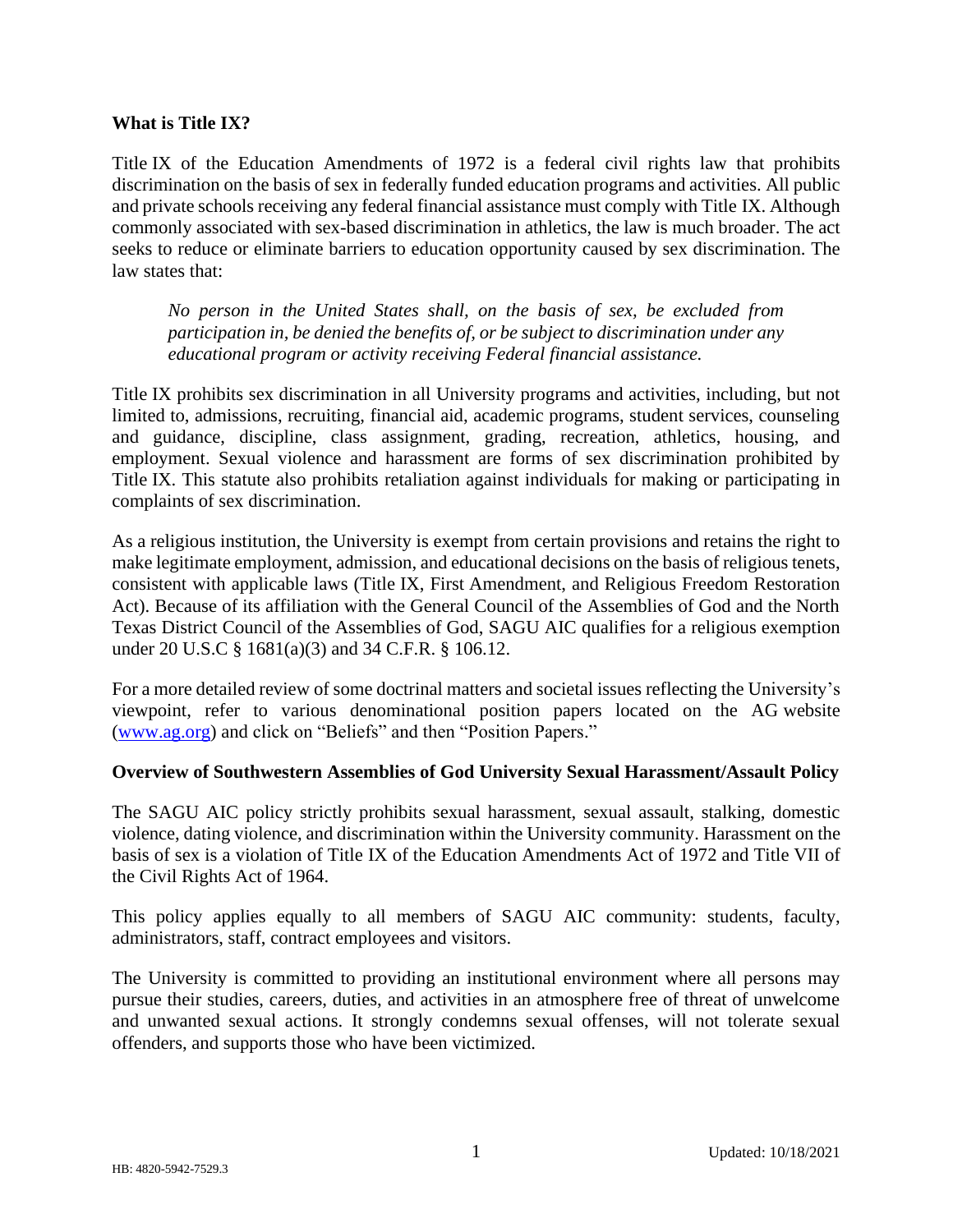**What is Title IX?**

Title IX of the Education Amendments of 1972 is a federal civil rights law that prohibits discrimination on the basis of sex in federally funded education programs and activities. All public and private schools receiving any federal financial assistance must comply with Title IX. Although commonly associated with sex-based discrimination in athletics, the law is much broader. The act seeks to reduce or eliminate barriers to education opportunity caused by sex discrimination. The law states that:

> *No person in the United States shall, on the basis of sex, be excluded from participation in, be denied the benefits of, or be subject to discrimination under any educational program or activity receiving Federal financial assistance.*

Title IX prohibits sex discrimination in all University programs and activities, including, but not limited to, admissions, recruiting, financial aid, academic programs, student services, counseling and guidance, discipline, class assignment, grading, recreation, athletics, housing, and employment. Sexual violence and harassment are forms of sex discrimination prohibited by Title IX. This statute also prohibits retaliation against individuals for making or participating in complaints of sex discrimination.

As a religious institution, the University is exempt from certain provisions and retains the right to make legitimate employment, admission, and educational decisions on the basis of religious tenets, consistent with applicable laws (Title IX, First Amendment, and Religious Freedom Restoration Act). Because of its affiliation with the General Council of the Assemblies of God and the North Texas District Council of the Assemblies of God, SAGU AIC qualifies for a religious exemption under 20 U.S.C § 1681(a)(3) and 34 C.F.R. § 106.12.

For a more detailed review of some doctrinal matters and societal issues reflecting the University's viewpoint, refer to various denominational position papers located on the AG website (www.ag.org) and click on "Beliefs" and then "Position Papers."

**Overview of Southwestern Assemblies of God University Sexual Harassment/Assault Policy**

The SAGU AIC policy strictly prohibits sexual harassment, sexual assault, stalking, domestic violence, dating violence, and discrimination within the University community. Harassment on the basis of sex is a violation of Title IX of the Education Amendments Act of 1972 and Title VII of the Civil Rights Act of 1964.

This policy applies equally to all members of SAGU AIC community: students, faculty, administrators, staff, contract employees and visitors.

The University is committed to providing an institutional environment where all persons may pursue their studies, careers, duties, and activities in an atmosphere free of threat of unwelcome and unwanted sexual actions. It strongly condemns sexual offenses, will not tolerate sexual offenders, and supports those who have been victimized.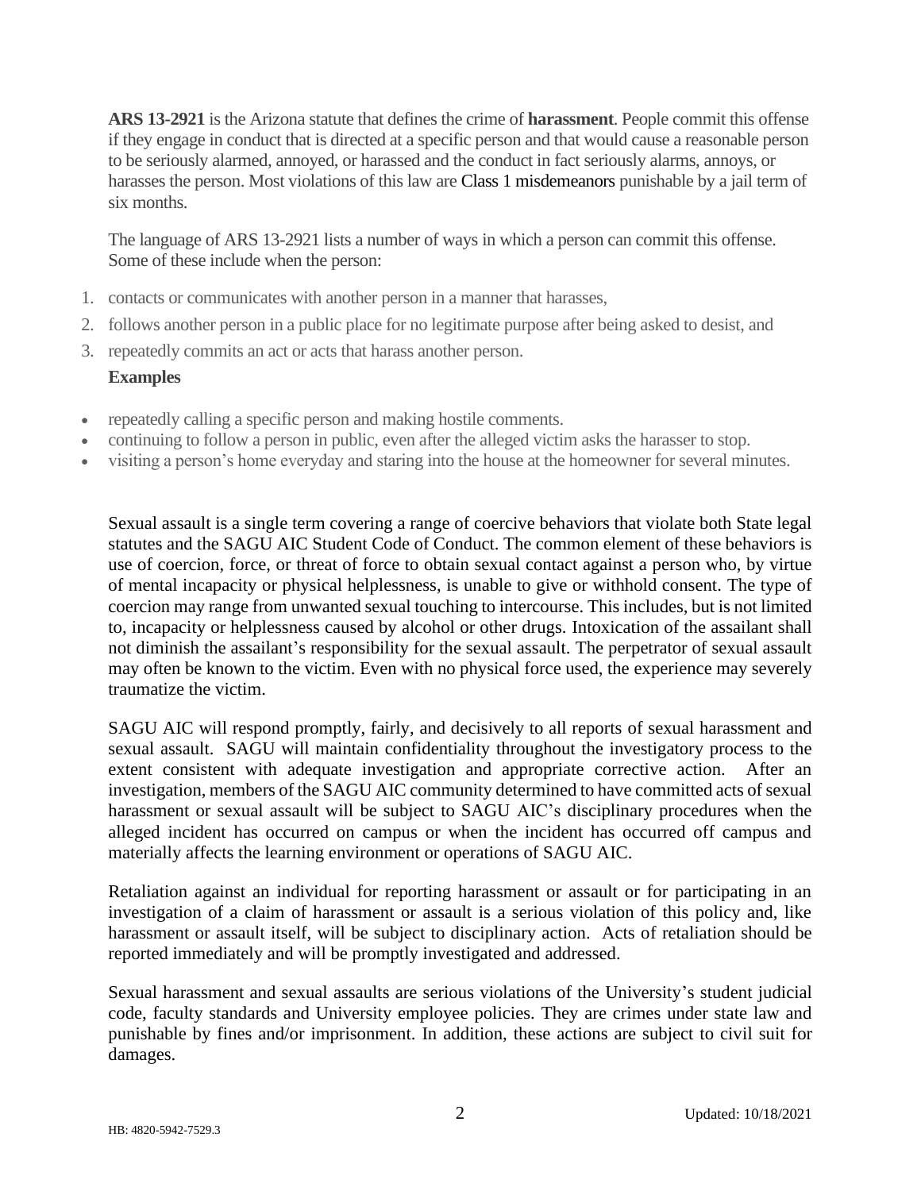**ARS 13-2921** is the Arizona statute that defines the crime of **harassment**. People commit this offense if they engage in conduct that is directed at a specific person and that would cause a reasonable person to be seriously alarmed, annoyed, or harassed and the conduct in fact seriously alarms, annoys, or harasses the person. Most violations of this law are Class 1 misdemeanors punishable by a jail term of six months.

The language of ARS 13-2921 lists a number of ways in which a person can commit this offense. Some of these include when the person:

1. contacts or communicates with another person in a manner that harasses,
2. follows another person in a public place for no legitimate purpose after being asked to desist, and
3. repeatedly commits an act or acts that harass another person.

**Examples**

- repeatedly calling a specific person and making hostile comments.
- continuing to follow a person in public, even after the alleged victim asks the harasser to stop.
- visiting a person's home everyday and staring into the house at the homeowner for several minutes.

Sexual assault is a single term covering a range of coercive behaviors that violate both State legal statutes and the SAGU AIC Student Code of Conduct. The common element of these behaviors is use of coercion, force, or threat of force to obtain sexual contact against a person who, by virtue of mental incapacity or physical helplessness, is unable to give or withhold consent. The type of coercion may range from unwanted sexual touching to intercourse. This includes, but is not limited to, incapacity or helplessness caused by alcohol or other drugs. Intoxication of the assailant shall not diminish the assailant's responsibility for the sexual assault. The perpetrator of sexual assault may often be known to the victim. Even with no physical force used, the experience may severely traumatize the victim.

SAGU AIC will respond promptly, fairly, and decisively to all reports of sexual harassment and sexual assault. SAGU will maintain confidentiality throughout the investigatory process to the extent consistent with adequate investigation and appropriate corrective action. After an investigation, members of the SAGU AIC community determined to have committed acts of sexual harassment or sexual assault will be subject to SAGU AIC's disciplinary procedures when the alleged incident has occurred on campus or when the incident has occurred off campus and materially affects the learning environment or operations of SAGU AIC.

Retaliation against an individual for reporting harassment or assault or for participating in an investigation of a claim of harassment or assault is a serious violation of this policy and, like harassment or assault itself, will be subject to disciplinary action. Acts of retaliation should be reported immediately and will be promptly investigated and addressed.

Sexual harassment and sexual assaults are serious violations of the University's student judicial code, faculty standards and University employee policies. They are crimes under state law and punishable by fines and/or imprisonment. In addition, these actions are subject to civil suit for damages.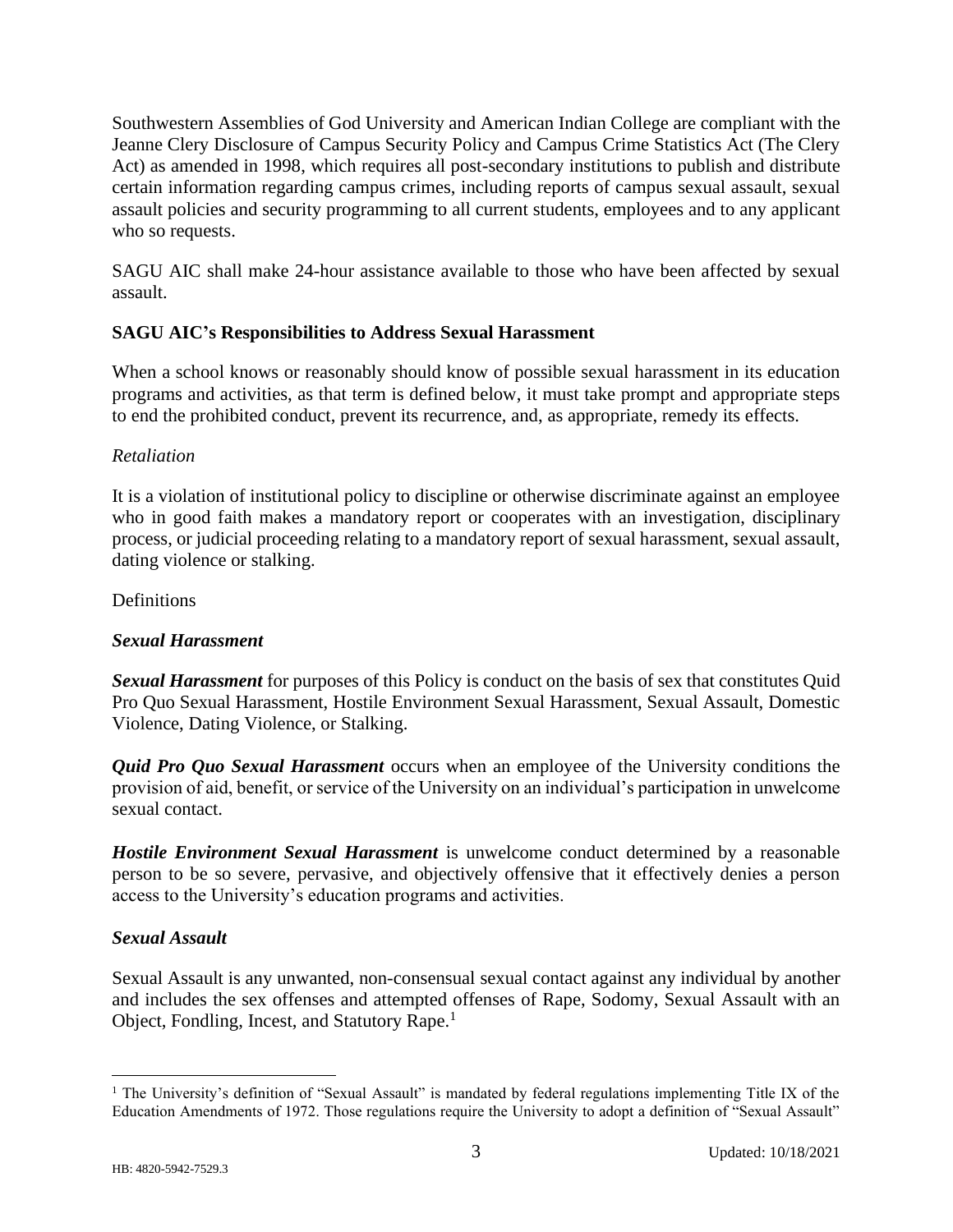Southwestern Assemblies of God University and American Indian College are compliant with the Jeanne Clery Disclosure of Campus Security Policy and Campus Crime Statistics Act (The Clery Act) as amended in 1998, which requires all post-secondary institutions to publish and distribute certain information regarding campus crimes, including reports of campus sexual assault, sexual assault policies and security programming to all current students, employees and to any applicant who so requests.

SAGU AIC shall make 24-hour assistance available to those who have been affected by sexual assault.

**SAGU AIC's Responsibilities to Address Sexual Harassment**

When a school knows or reasonably should know of possible sexual harassment in its education programs and activities, as that term is defined below, it must take prompt and appropriate steps to end the prohibited conduct, prevent its recurrence, and, as appropriate, remedy its effects.

*Retaliation*

It is a violation of institutional policy to discipline or otherwise discriminate against an employee who in good faith makes a mandatory report or cooperates with an investigation, disciplinary process, or judicial proceeding relating to a mandatory report of sexual harassment, sexual assault, dating violence or stalking.

Definitions

***Sexual Harassment***

***Sexual Harassment*** for purposes of this Policy is conduct on the basis of sex that constitutes Quid Pro Quo Sexual Harassment, Hostile Environment Sexual Harassment, Sexual Assault, Domestic Violence, Dating Violence, or Stalking.

***Quid Pro Quo Sexual Harassment*** occurs when an employee of the University conditions the provision of aid, benefit, or service of the University on an individual's participation in unwelcome sexual contact.

***Hostile Environment Sexual Harassment*** is unwelcome conduct determined by a reasonable person to be so severe, pervasive, and objectively offensive that it effectively denies a person access to the University's education programs and activities.

***Sexual Assault***

Sexual Assault is any unwanted, non-consensual sexual contact against any individual by another and includes the sex offenses and attempted offenses of Rape, Sodomy, Sexual Assault with an Object, Fondling, Incest, and Statutory Rape.[1]

[1] The University's definition of "Sexual Assault" is mandated by federal regulations implementing Title IX of the Education Amendments of 1972. Those regulations require the University to adopt a definition of "Sexual Assault"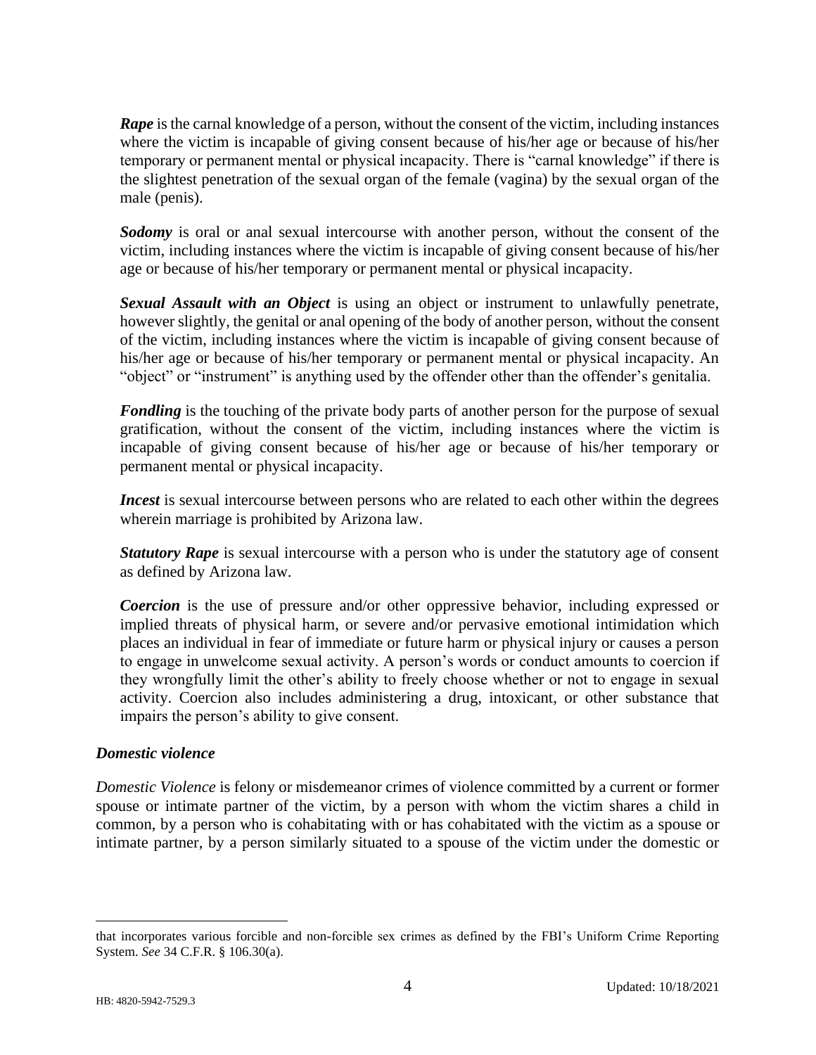*Rape* is the carnal knowledge of a person, without the consent of the victim, including instances where the victim is incapable of giving consent because of his/her age or because of his/her temporary or permanent mental or physical incapacity. There is "carnal knowledge" if there is the slightest penetration of the sexual organ of the female (vagina) by the sexual organ of the male (penis).

***Sodomy*** is oral or anal sexual intercourse with another person, without the consent of the victim, including instances where the victim is incapable of giving consent because of his/her age or because of his/her temporary or permanent mental or physical incapacity.

***Sexual Assault with an Object*** is using an object or instrument to unlawfully penetrate, however slightly, the genital or anal opening of the body of another person, without the consent of the victim, including instances where the victim is incapable of giving consent because of his/her age or because of his/her temporary or permanent mental or physical incapacity. An "object" or "instrument" is anything used by the offender other than the offender's genitalia.

***Fondling*** is the touching of the private body parts of another person for the purpose of sexual gratification, without the consent of the victim, including instances where the victim is incapable of giving consent because of his/her age or because of his/her temporary or permanent mental or physical incapacity.

***Incest*** is sexual intercourse between persons who are related to each other within the degrees wherein marriage is prohibited by Arizona law.

***Statutory Rape*** is sexual intercourse with a person who is under the statutory age of consent as defined by Arizona law.

***Coercion*** is the use of pressure and/or other oppressive behavior, including expressed or implied threats of physical harm, or severe and/or pervasive emotional intimidation which places an individual in fear of immediate or future harm or physical injury or causes a person to engage in unwelcome sexual activity. A person's words or conduct amounts to coercion if they wrongfully limit the other's ability to freely choose whether or not to engage in sexual activity. Coercion also includes administering a drug, intoxicant, or other substance that impairs the person's ability to give consent.

### *Domestic violence*

*Domestic Violence* is felony or misdemeanor crimes of violence committed by a current or former spouse or intimate partner of the victim, by a person with whom the victim shares a child in common, by a person who is cohabitating with or has cohabitated with the victim as a spouse or intimate partner, by a person similarly situated to a spouse of the victim under the domestic or

---

that incorporates various forcible and non-forcible sex crimes as defined by the FBI's Uniform Crime Reporting System. *See* 34 C.F.R. § 106.30(a).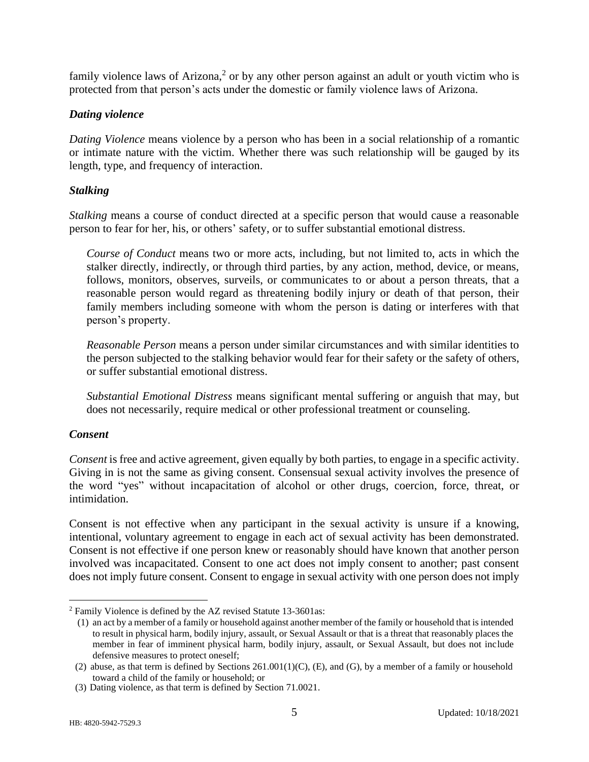family violence laws of Arizona,[2] or by any other person against an adult or youth victim who is protected from that person's acts under the domestic or family violence laws of Arizona.

### *Dating violence*

*Dating Violence* means violence by a person who has been in a social relationship of a romantic or intimate nature with the victim. Whether there was such relationship will be gauged by its length, type, and frequency of interaction.

### *Stalking*

*Stalking* means a course of conduct directed at a specific person that would cause a reasonable person to fear for her, his, or others' safety, or to suffer substantial emotional distress.

> *Course of Conduct* means two or more acts, including, but not limited to, acts in which the stalker directly, indirectly, or through third parties, by any action, method, device, or means, follows, monitors, observes, surveils, or communicates to or about a person threats, that a reasonable person would regard as threatening bodily injury or death of that person, their family members including someone with whom the person is dating or interferes with that person's property.
>
> *Reasonable Person* means a person under similar circumstances and with similar identities to the person subjected to the stalking behavior would fear for their safety or the safety of others, or suffer substantial emotional distress.
>
> *Substantial Emotional Distress* means significant mental suffering or anguish that may, but does not necessarily, require medical or other professional treatment or counseling.

### *Consent*

*Consent* is free and active agreement, given equally by both parties, to engage in a specific activity. Giving in is not the same as giving consent. Consensual sexual activity involves the presence of the word "yes" without incapacitation of alcohol or other drugs, coercion, force, threat, or intimidation.

Consent is not effective when any participant in the sexual activity is unsure if a knowing, intentional, voluntary agreement to engage in each act of sexual activity has been demonstrated. Consent is not effective if one person knew or reasonably should have known that another person involved was incapacitated. Consent to one act does not imply consent to another; past consent does not imply future consent. Consent to engage in sexual activity with one person does not imply

---

[2] Family Violence is defined by the AZ revised Statute 13-3601as:

(1) an act by a member of a family or household against another member of the family or household that is intended to result in physical harm, bodily injury, assault, or Sexual Assault or that is a threat that reasonably places the member in fear of imminent physical harm, bodily injury, assault, or Sexual Assault, but does not include defensive measures to protect oneself;

(2) abuse, as that term is defined by Sections 261.001(1)(C), (E), and (G), by a member of a family or household toward a child of the family or household; or

(3) Dating violence, as that term is defined by Section 71.0021.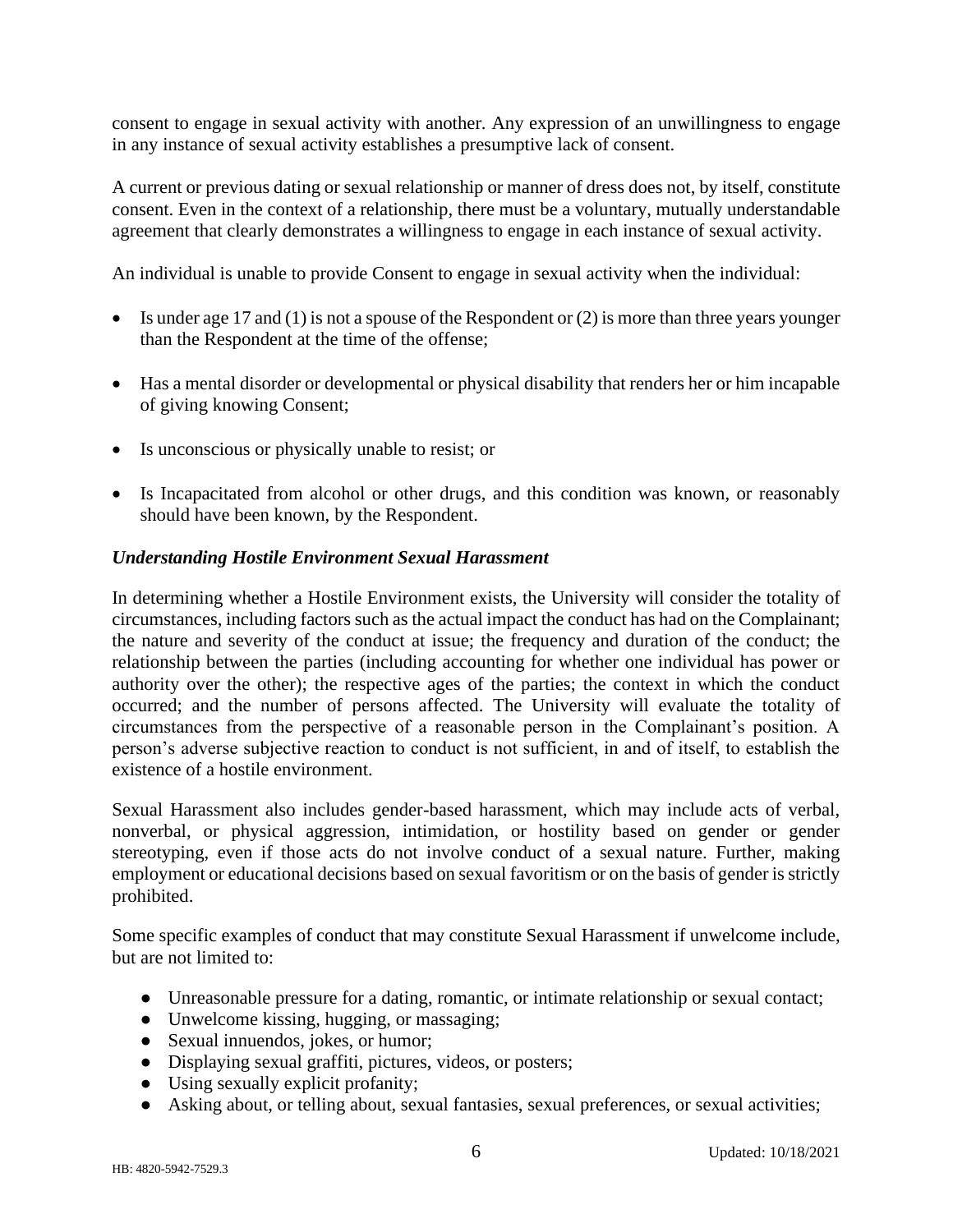consent to engage in sexual activity with another. Any expression of an unwillingness to engage in any instance of sexual activity establishes a presumptive lack of consent.

A current or previous dating or sexual relationship or manner of dress does not, by itself, constitute consent. Even in the context of a relationship, there must be a voluntary, mutually understandable agreement that clearly demonstrates a willingness to engage in each instance of sexual activity.

An individual is unable to provide Consent to engage in sexual activity when the individual:

- Is under age 17 and (1) is not a spouse of the Respondent or (2) is more than three years younger than the Respondent at the time of the offense;
- Has a mental disorder or developmental or physical disability that renders her or him incapable of giving knowing Consent;
- Is unconscious or physically unable to resist; or
- Is Incapacitated from alcohol or other drugs, and this condition was known, or reasonably should have been known, by the Respondent.

***Understanding Hostile Environment Sexual Harassment***

In determining whether a Hostile Environment exists, the University will consider the totality of circumstances, including factors such as the actual impact the conduct has had on the Complainant; the nature and severity of the conduct at issue; the frequency and duration of the conduct; the relationship between the parties (including accounting for whether one individual has power or authority over the other); the respective ages of the parties; the context in which the conduct occurred; and the number of persons affected. The University will evaluate the totality of circumstances from the perspective of a reasonable person in the Complainant's position. A person's adverse subjective reaction to conduct is not sufficient, in and of itself, to establish the existence of a hostile environment.

Sexual Harassment also includes gender-based harassment, which may include acts of verbal, nonverbal, or physical aggression, intimidation, or hostility based on gender or gender stereotyping, even if those acts do not involve conduct of a sexual nature. Further, making employment or educational decisions based on sexual favoritism or on the basis of gender is strictly prohibited.

Some specific examples of conduct that may constitute Sexual Harassment if unwelcome include, but are not limited to:

- Unreasonable pressure for a dating, romantic, or intimate relationship or sexual contact;
- Unwelcome kissing, hugging, or massaging;
- Sexual innuendos, jokes, or humor;
- Displaying sexual graffiti, pictures, videos, or posters;
- Using sexually explicit profanity;
- Asking about, or telling about, sexual fantasies, sexual preferences, or sexual activities;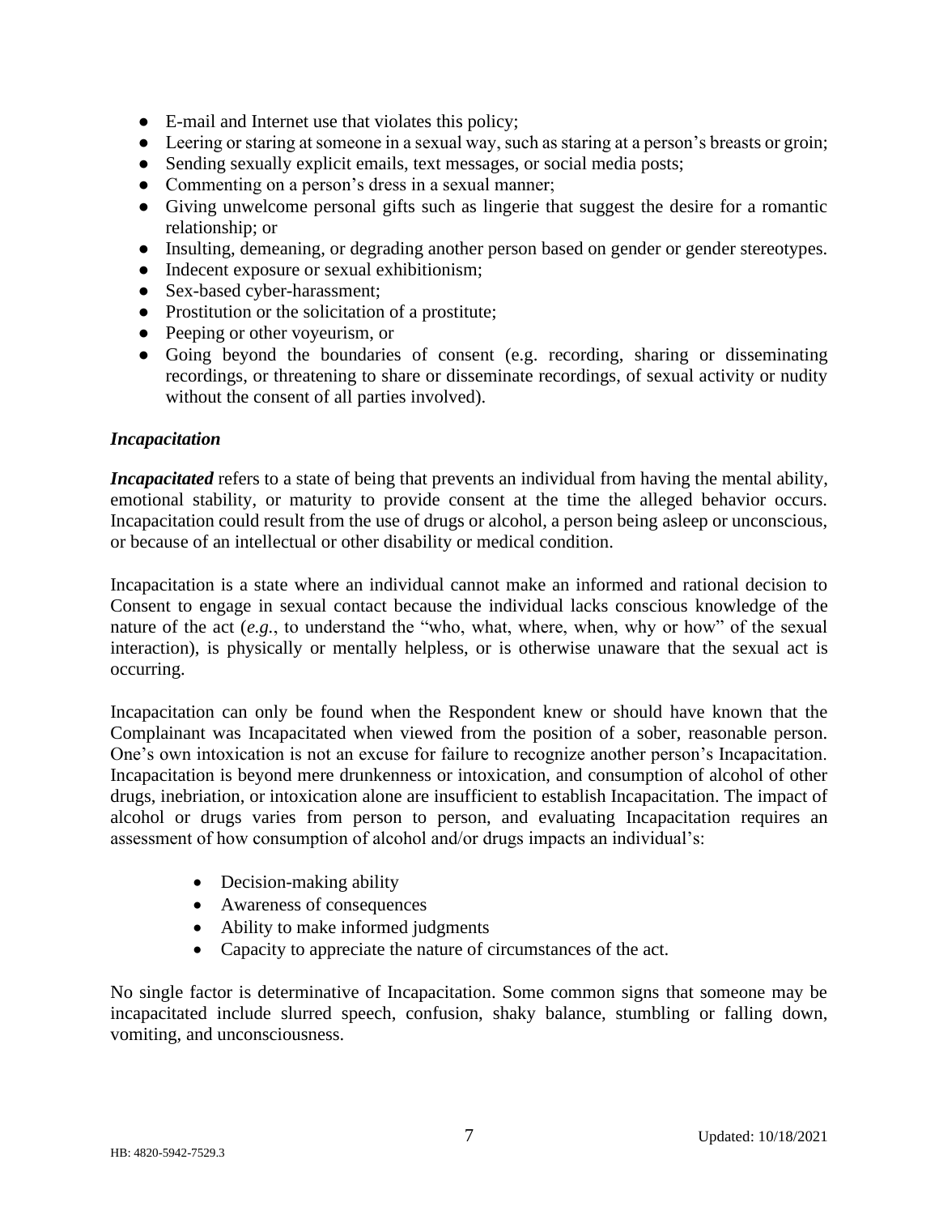- E-mail and Internet use that violates this policy;
- Leering or staring at someone in a sexual way, such as staring at a person's breasts or groin;
- Sending sexually explicit emails, text messages, or social media posts;
- Commenting on a person's dress in a sexual manner;
- Giving unwelcome personal gifts such as lingerie that suggest the desire for a romantic relationship; or
- Insulting, demeaning, or degrading another person based on gender or gender stereotypes.
- Indecent exposure or sexual exhibitionism;
- Sex-based cyber-harassment;
- Prostitution or the solicitation of a prostitute;
- Peeping or other voyeurism, or
- Going beyond the boundaries of consent (e.g. recording, sharing or disseminating recordings, or threatening to share or disseminate recordings, of sexual activity or nudity without the consent of all parties involved).

***Incapacitation***

***Incapacitated*** refers to a state of being that prevents an individual from having the mental ability, emotional stability, or maturity to provide consent at the time the alleged behavior occurs. Incapacitation could result from the use of drugs or alcohol, a person being asleep or unconscious, or because of an intellectual or other disability or medical condition.

Incapacitation is a state where an individual cannot make an informed and rational decision to Consent to engage in sexual contact because the individual lacks conscious knowledge of the nature of the act (*e.g.*, to understand the "who, what, where, when, why or how" of the sexual interaction), is physically or mentally helpless, or is otherwise unaware that the sexual act is occurring.

Incapacitation can only be found when the Respondent knew or should have known that the Complainant was Incapacitated when viewed from the position of a sober, reasonable person. One's own intoxication is not an excuse for failure to recognize another person's Incapacitation. Incapacitation is beyond mere drunkenness or intoxication, and consumption of alcohol of other drugs, inebriation, or intoxication alone are insufficient to establish Incapacitation. The impact of alcohol or drugs varies from person to person, and evaluating Incapacitation requires an assessment of how consumption of alcohol and/or drugs impacts an individual's:

- Decision-making ability
- Awareness of consequences
- Ability to make informed judgments
- Capacity to appreciate the nature of circumstances of the act.

No single factor is determinative of Incapacitation. Some common signs that someone may be incapacitated include slurred speech, confusion, shaky balance, stumbling or falling down, vomiting, and unconsciousness.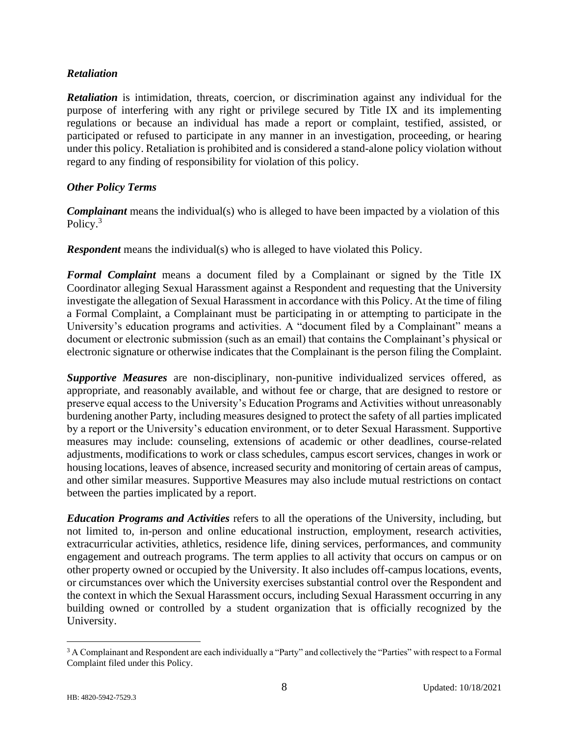### *Retaliation*

***Retaliation*** is intimidation, threats, coercion, or discrimination against any individual for the purpose of interfering with any right or privilege secured by Title IX and its implementing regulations or because an individual has made a report or complaint, testified, assisted, or participated or refused to participate in any manner in an investigation, proceeding, or hearing under this policy. Retaliation is prohibited and is considered a stand-alone policy violation without regard to any finding of responsibility for violation of this policy.

### *Other Policy Terms*

***Complainant*** means the individual(s) who is alleged to have been impacted by a violation of this Policy.[3]

***Respondent*** means the individual(s) who is alleged to have violated this Policy.

***Formal Complaint*** means a document filed by a Complainant or signed by the Title IX Coordinator alleging Sexual Harassment against a Respondent and requesting that the University investigate the allegation of Sexual Harassment in accordance with this Policy. At the time of filing a Formal Complaint, a Complainant must be participating in or attempting to participate in the University's education programs and activities. A "document filed by a Complainant" means a document or electronic submission (such as an email) that contains the Complainant's physical or electronic signature or otherwise indicates that the Complainant is the person filing the Complaint.

***Supportive Measures*** are non-disciplinary, non-punitive individualized services offered, as appropriate, and reasonably available, and without fee or charge, that are designed to restore or preserve equal access to the University's Education Programs and Activities without unreasonably burdening another Party, including measures designed to protect the safety of all parties implicated by a report or the University's education environment, or to deter Sexual Harassment. Supportive measures may include: counseling, extensions of academic or other deadlines, course-related adjustments, modifications to work or class schedules, campus escort services, changes in work or housing locations, leaves of absence, increased security and monitoring of certain areas of campus, and other similar measures. Supportive Measures may also include mutual restrictions on contact between the parties implicated by a report.

***Education Programs and Activities*** refers to all the operations of the University, including, but not limited to, in-person and online educational instruction, employment, research activities, extracurricular activities, athletics, residence life, dining services, performances, and community engagement and outreach programs. The term applies to all activity that occurs on campus or on other property owned or occupied by the University. It also includes off-campus locations, events, or circumstances over which the University exercises substantial control over the Respondent and the context in which the Sexual Harassment occurs, including Sexual Harassment occurring in any building owned or controlled by a student organization that is officially recognized by the University.

---

[3] A Complainant and Respondent are each individually a "Party" and collectively the "Parties" with respect to a Formal Complaint filed under this Policy.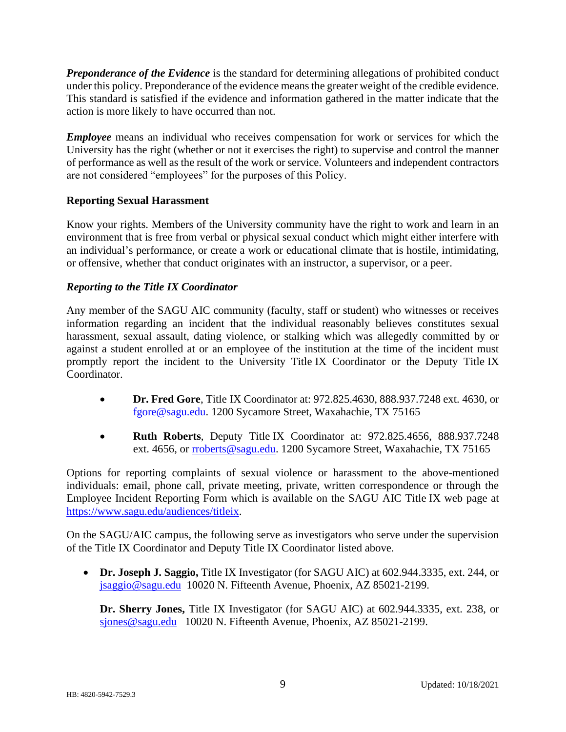***Preponderance of the Evidence*** is the standard for determining allegations of prohibited conduct under this policy. Preponderance of the evidence means the greater weight of the credible evidence. This standard is satisfied if the evidence and information gathered in the matter indicate that the action is more likely to have occurred than not.

***Employee*** means an individual who receives compensation for work or services for which the University has the right (whether or not it exercises the right) to supervise and control the manner of performance as well as the result of the work or service. Volunteers and independent contractors are not considered "employees" for the purposes of this Policy.

**Reporting Sexual Harassment**

Know your rights. Members of the University community have the right to work and learn in an environment that is free from verbal or physical sexual conduct which might either interfere with an individual's performance, or create a work or educational climate that is hostile, intimidating, or offensive, whether that conduct originates with an instructor, a supervisor, or a peer.

***Reporting to the Title IX Coordinator***

Any member of the SAGU AIC community (faculty, staff or student) who witnesses or receives information regarding an incident that the individual reasonably believes constitutes sexual harassment, sexual assault, dating violence, or stalking which was allegedly committed by or against a student enrolled at or an employee of the institution at the time of the incident must promptly report the incident to the University Title IX Coordinator or the Deputy Title IX Coordinator.

- **Dr. Fred Gore**, Title IX Coordinator at: 972.825.4630, 888.937.7248 ext. 4630, or fgore@sagu.edu. 1200 Sycamore Street, Waxahachie, TX 75165
- **Ruth Roberts**, Deputy Title IX Coordinator at: 972.825.4656, 888.937.7248 ext. 4656, or rroberts@sagu.edu. 1200 Sycamore Street, Waxahachie, TX 75165

Options for reporting complaints of sexual violence or harassment to the above-mentioned individuals: email, phone call, private meeting, private, written correspondence or through the Employee Incident Reporting Form which is available on the SAGU AIC Title IX web page at https://www.sagu.edu/audiences/titleix.

On the SAGU/AIC campus, the following serve as investigators who serve under the supervision of the Title IX Coordinator and Deputy Title IX Coordinator listed above.

- **Dr. Joseph J. Saggio,** Title IX Investigator (for SAGU AIC) at 602.944.3335, ext. 244, or jsaggio@sagu.edu 10020 N. Fifteenth Avenue, Phoenix, AZ 85021-2199.

  **Dr. Sherry Jones,** Title IX Investigator (for SAGU AIC) at 602.944.3335, ext. 238, or sjones@sagu.edu 10020 N. Fifteenth Avenue, Phoenix, AZ 85021-2199.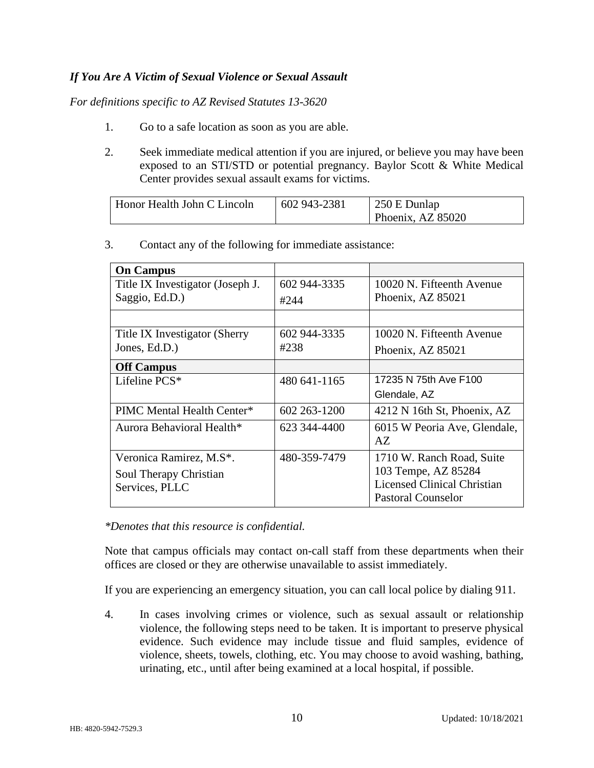*If You Are A Victim of Sexual Violence or Sexual Assault*

*For definitions specific to AZ Revised Statutes 13-3620*

1. Go to a safe location as soon as you are able.

2. Seek immediate medical attention if you are injured, or believe you may have been exposed to an STI/STD or potential pregnancy. Baylor Scott & White Medical Center provides sexual assault exams for victims.

| Honor Health John C Lincoln | 602 943-2381 | 250 E Dunlap Phoenix, AZ 85020 |
|---|---|---|

3. Contact any of the following for immediate assistance:

| **On Campus** | | |
|---|---|---|
| Title IX Investigator (Joseph J. Saggio, Ed.D.) | 602 944-3335 #244 | 10020 N. Fifteenth Avenue Phoenix, AZ 85021 |
| | | |
| Title IX Investigator (Sherry Jones, Ed.D.) | 602 944-3335 #238 | 10020 N. Fifteenth Avenue Phoenix, AZ 85021 |
| **Off Campus** | | |
| Lifeline PCS* | 480 641-1165 | 17235 N 75th Ave F100 Glendale, AZ |
| PIMC Mental Health Center* | 602 263-1200 | 4212 N 16th St, Phoenix, AZ |
| Aurora Behavioral Health* | 623 344-4400 | 6015 W Peoria Ave, Glendale, AZ |
| Veronica Ramirez, M.S*. Soul Therapy Christian Services, PLLC | 480-359-7479 | 1710 W. Ranch Road, Suite 103 Tempe, AZ 85284 Licensed Clinical Christian Pastoral Counselor |

*\*Denotes that this resource is confidential.*

Note that campus officials may contact on-call staff from these departments when their offices are closed or they are otherwise unavailable to assist immediately.

If you are experiencing an emergency situation, you can call local police by dialing 911.

4. In cases involving crimes or violence, such as sexual assault or relationship violence, the following steps need to be taken. It is important to preserve physical evidence. Such evidence may include tissue and fluid samples, evidence of violence, sheets, towels, clothing, etc. You may choose to avoid washing, bathing, urinating, etc., until after being examined at a local hospital, if possible.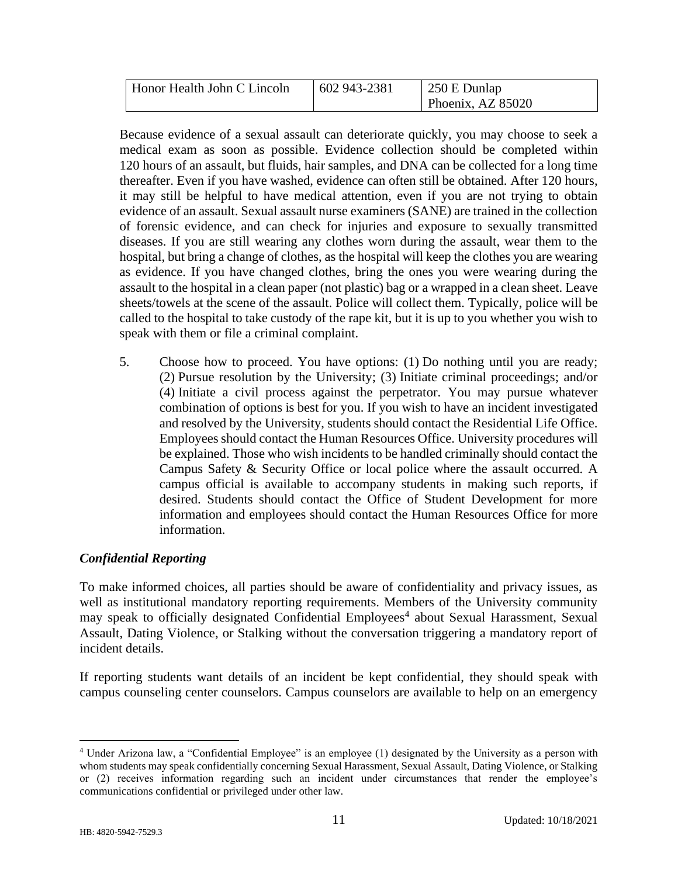| Honor Health John C Lincoln | 602 943-2381 | 250 E Dunlap Phoenix, AZ 85020 |
|---|---|---|

Because evidence of a sexual assault can deteriorate quickly, you may choose to seek a medical exam as soon as possible. Evidence collection should be completed within 120 hours of an assault, but fluids, hair samples, and DNA can be collected for a long time thereafter. Even if you have washed, evidence can often still be obtained. After 120 hours, it may still be helpful to have medical attention, even if you are not trying to obtain evidence of an assault. Sexual assault nurse examiners (SANE) are trained in the collection of forensic evidence, and can check for injuries and exposure to sexually transmitted diseases. If you are still wearing any clothes worn during the assault, wear them to the hospital, but bring a change of clothes, as the hospital will keep the clothes you are wearing as evidence. If you have changed clothes, bring the ones you were wearing during the assault to the hospital in a clean paper (not plastic) bag or a wrapped in a clean sheet. Leave sheets/towels at the scene of the assault. Police will collect them. Typically, police will be called to the hospital to take custody of the rape kit, but it is up to you whether you wish to speak with them or file a criminal complaint.

5. Choose how to proceed. You have options: (1) Do nothing until you are ready; (2) Pursue resolution by the University; (3) Initiate criminal proceedings; and/or (4) Initiate a civil process against the perpetrator. You may pursue whatever combination of options is best for you. If you wish to have an incident investigated and resolved by the University, students should contact the Residential Life Office. Employees should contact the Human Resources Office. University procedures will be explained. Those who wish incidents to be handled criminally should contact the Campus Safety & Security Office or local police where the assault occurred. A campus official is available to accompany students in making such reports, if desired. Students should contact the Office of Student Development for more information and employees should contact the Human Resources Office for more information.

### *Confidential Reporting*

To make informed choices, all parties should be aware of confidentiality and privacy issues, as well as institutional mandatory reporting requirements. Members of the University community may speak to officially designated Confidential Employees[4] about Sexual Harassment, Sexual Assault, Dating Violence, or Stalking without the conversation triggering a mandatory report of incident details.

If reporting students want details of an incident be kept confidential, they should speak with campus counseling center counselors. Campus counselors are available to help on an emergency

---

[4] Under Arizona law, a "Confidential Employee" is an employee (1) designated by the University as a person with whom students may speak confidentially concerning Sexual Harassment, Sexual Assault, Dating Violence, or Stalking or (2) receives information regarding such an incident under circumstances that render the employee's communications confidential or privileged under other law.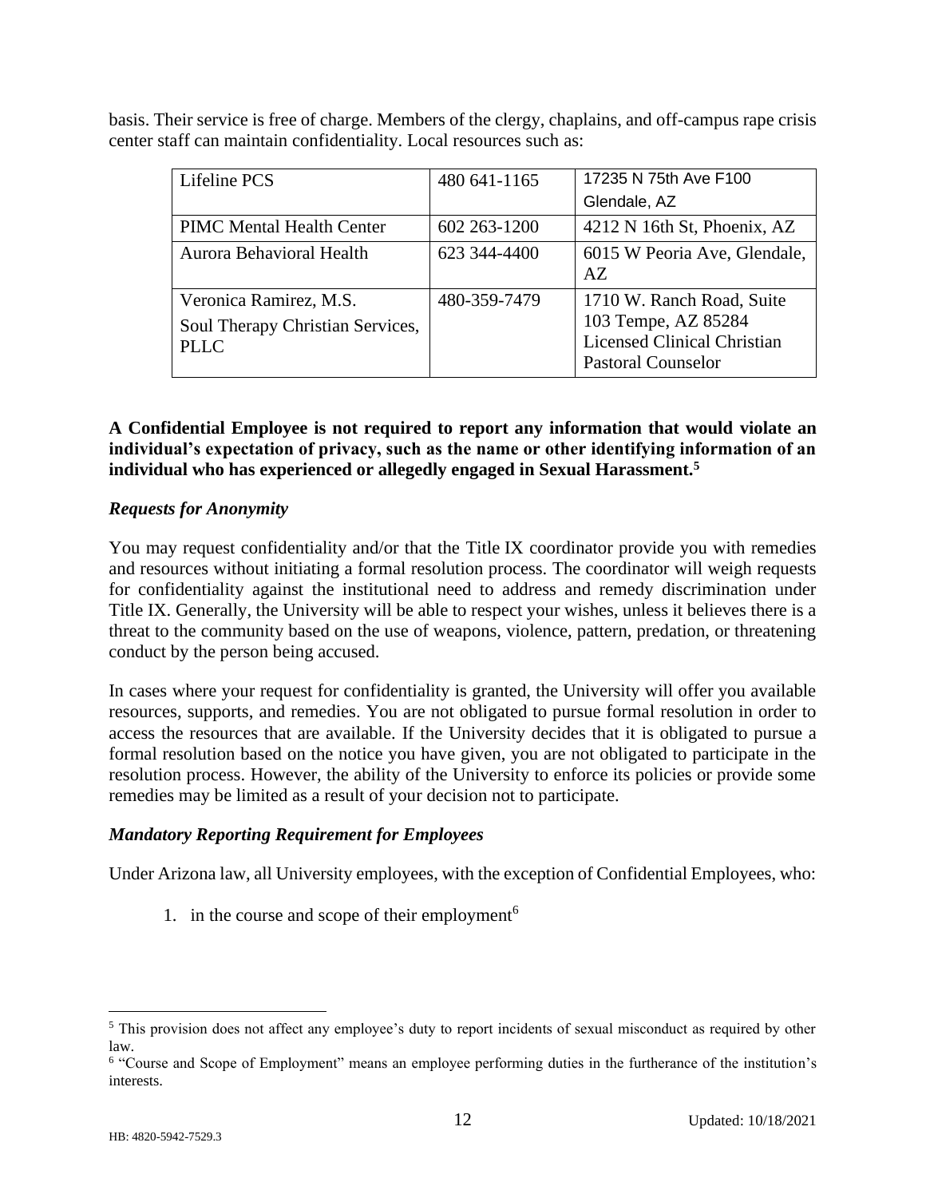basis. Their service is free of charge. Members of the clergy, chaplains, and off-campus rape crisis center staff can maintain confidentiality. Local resources such as:

| | | |
|---|---|---|
| Lifeline PCS | 480 641-1165 | 17235 N 75th Ave F100 Glendale, AZ |
| PIMC Mental Health Center | 602 263-1200 | 4212 N 16th St, Phoenix, AZ |
| Aurora Behavioral Health | 623 344-4400 | 6015 W Peoria Ave, Glendale, AZ |
| Veronica Ramirez, M.S. Soul Therapy Christian Services, PLLC | 480-359-7479 | 1710 W. Ranch Road, Suite 103 Tempe, AZ 85284 Licensed Clinical Christian Pastoral Counselor |

**A Confidential Employee is not required to report any information that would violate an individual's expectation of privacy, such as the name or other identifying information of an individual who has experienced or allegedly engaged in Sexual Harassment.[5]**

### *Requests for Anonymity*

You may request confidentiality and/or that the Title IX coordinator provide you with remedies and resources without initiating a formal resolution process. The coordinator will weigh requests for confidentiality against the institutional need to address and remedy discrimination under Title IX. Generally, the University will be able to respect your wishes, unless it believes there is a threat to the community based on the use of weapons, violence, pattern, predation, or threatening conduct by the person being accused.

In cases where your request for confidentiality is granted, the University will offer you available resources, supports, and remedies. You are not obligated to pursue formal resolution in order to access the resources that are available. If the University decides that it is obligated to pursue a formal resolution based on the notice you have given, you are not obligated to participate in the resolution process. However, the ability of the University to enforce its policies or provide some remedies may be limited as a result of your decision not to participate.

### *Mandatory Reporting Requirement for Employees*

Under Arizona law, all University employees, with the exception of Confidential Employees, who:

1. in the course and scope of their employment[6]

---

[5] This provision does not affect any employee's duty to report incidents of sexual misconduct as required by other law.

[6] "Course and Scope of Employment" means an employee performing duties in the furtherance of the institution's interests.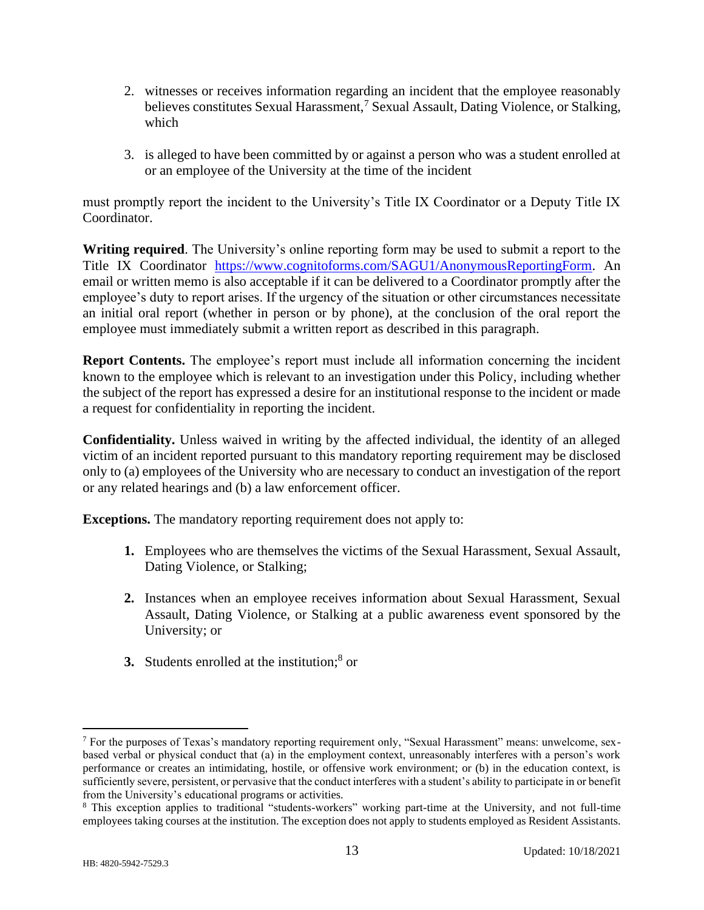2. witnesses or receives information regarding an incident that the employee reasonably believes constitutes Sexual Harassment,[7] Sexual Assault, Dating Violence, or Stalking, which

3. is alleged to have been committed by or against a person who was a student enrolled at or an employee of the University at the time of the incident

must promptly report the incident to the University's Title IX Coordinator or a Deputy Title IX Coordinator.

**Writing required**. The University's online reporting form may be used to submit a report to the Title IX Coordinator https://www.cognitoforms.com/SAGU1/AnonymousReportingForm. An email or written memo is also acceptable if it can be delivered to a Coordinator promptly after the employee's duty to report arises. If the urgency of the situation or other circumstances necessitate an initial oral report (whether in person or by phone), at the conclusion of the oral report the employee must immediately submit a written report as described in this paragraph.

**Report Contents.** The employee's report must include all information concerning the incident known to the employee which is relevant to an investigation under this Policy, including whether the subject of the report has expressed a desire for an institutional response to the incident or made a request for confidentiality in reporting the incident.

**Confidentiality.** Unless waived in writing by the affected individual, the identity of an alleged victim of an incident reported pursuant to this mandatory reporting requirement may be disclosed only to (a) employees of the University who are necessary to conduct an investigation of the report or any related hearings and (b) a law enforcement officer.

**Exceptions.** The mandatory reporting requirement does not apply to:

1. Employees who are themselves the victims of the Sexual Harassment, Sexual Assault, Dating Violence, or Stalking;

2. Instances when an employee receives information about Sexual Harassment, Sexual Assault, Dating Violence, or Stalking at a public awareness event sponsored by the University; or

3. Students enrolled at the institution;[8] or

---

[7] For the purposes of Texas's mandatory reporting requirement only, "Sexual Harassment" means: unwelcome, sex-based verbal or physical conduct that (a) in the employment context, unreasonably interferes with a person's work performance or creates an intimidating, hostile, or offensive work environment; or (b) in the education context, is sufficiently severe, persistent, or pervasive that the conduct interferes with a student's ability to participate in or benefit from the University's educational programs or activities.

[8] This exception applies to traditional "students-workers" working part-time at the University, and not full-time employees taking courses at the institution. The exception does not apply to students employed as Resident Assistants.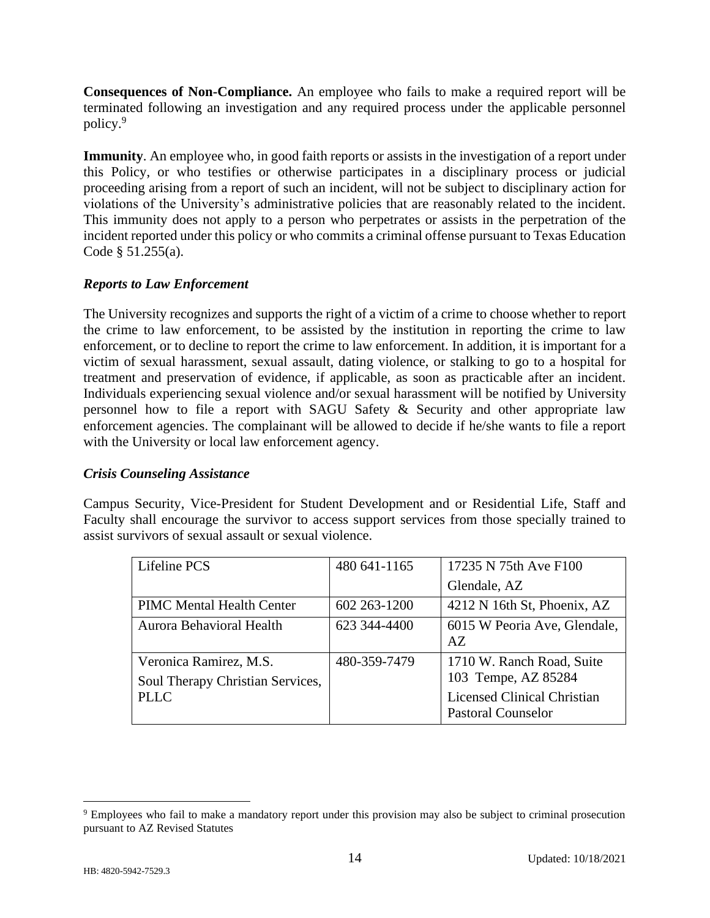**Consequences of Non-Compliance.** An employee who fails to make a required report will be terminated following an investigation and any required process under the applicable personnel policy.[9]

**Immunity**. An employee who, in good faith reports or assists in the investigation of a report under this Policy, or who testifies or otherwise participates in a disciplinary process or judicial proceeding arising from a report of such an incident, will not be subject to disciplinary action for violations of the University's administrative policies that are reasonably related to the incident. This immunity does not apply to a person who perpetrates or assists in the perpetration of the incident reported under this policy or who commits a criminal offense pursuant to Texas Education Code § 51.255(a).

### *Reports to Law Enforcement*

The University recognizes and supports the right of a victim of a crime to choose whether to report the crime to law enforcement, to be assisted by the institution in reporting the crime to law enforcement, or to decline to report the crime to law enforcement. In addition, it is important for a victim of sexual harassment, sexual assault, dating violence, or stalking to go to a hospital for treatment and preservation of evidence, if applicable, as soon as practicable after an incident. Individuals experiencing sexual violence and/or sexual harassment will be notified by University personnel how to file a report with SAGU Safety & Security and other appropriate law enforcement agencies. The complainant will be allowed to decide if he/she wants to file a report with the University or local law enforcement agency.

### *Crisis Counseling Assistance*

Campus Security, Vice-President for Student Development and or Residential Life, Staff and Faculty shall encourage the survivor to access support services from those specially trained to assist survivors of sexual assault or sexual violence.

| | | |
|---|---|---|
| Lifeline PCS | 480 641-1165 | 17235 N 75th Ave F100 Glendale, AZ |
| PIMC Mental Health Center | 602 263-1200 | 4212 N 16th St, Phoenix, AZ |
| Aurora Behavioral Health | 623 344-4400 | 6015 W Peoria Ave, Glendale, AZ |
| Veronica Ramirez, M.S. Soul Therapy Christian Services, PLLC | 480-359-7479 | 1710 W. Ranch Road, Suite 103 Tempe, AZ 85284 Licensed Clinical Christian Pastoral Counselor |

[9] Employees who fail to make a mandatory report under this provision may also be subject to criminal prosecution pursuant to AZ Revised Statutes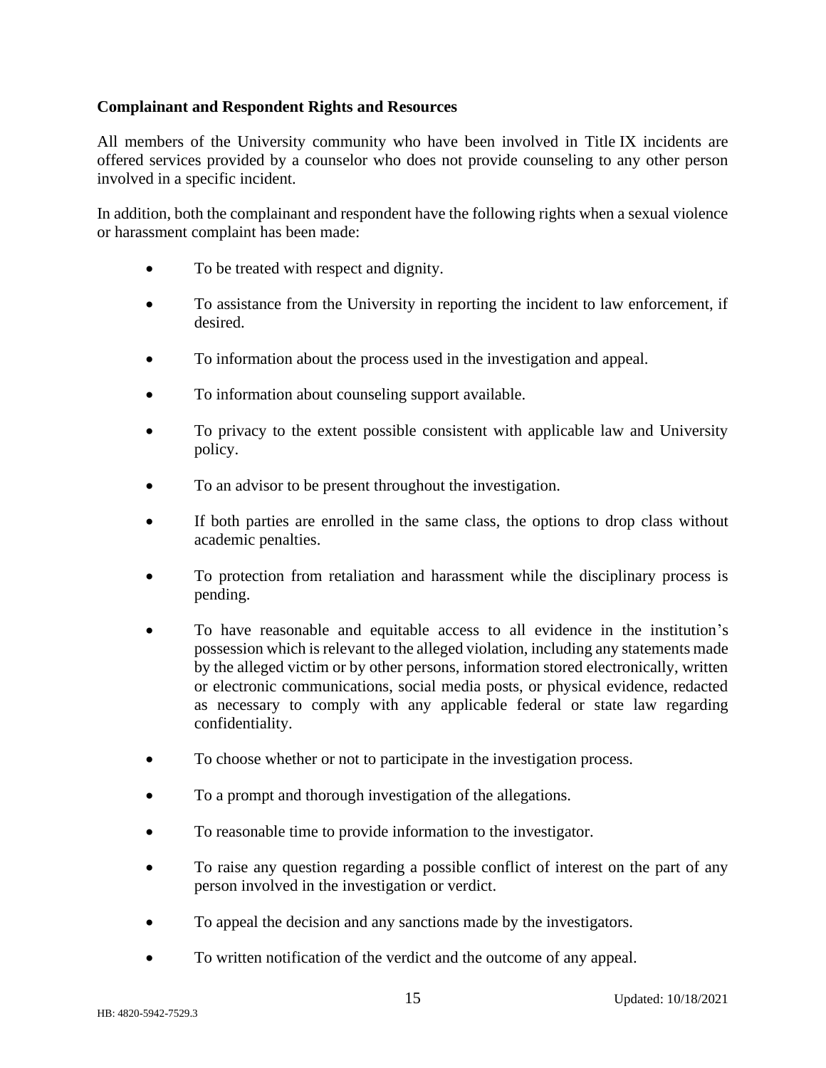**Complainant and Respondent Rights and Resources**

All members of the University community who have been involved in Title IX incidents are offered services provided by a counselor who does not provide counseling to any other person involved in a specific incident.

In addition, both the complainant and respondent have the following rights when a sexual violence or harassment complaint has been made:

- To be treated with respect and dignity.
- To assistance from the University in reporting the incident to law enforcement, if desired.
- To information about the process used in the investigation and appeal.
- To information about counseling support available.
- To privacy to the extent possible consistent with applicable law and University policy.
- To an advisor to be present throughout the investigation.
- If both parties are enrolled in the same class, the options to drop class without academic penalties.
- To protection from retaliation and harassment while the disciplinary process is pending.
- To have reasonable and equitable access to all evidence in the institution's possession which is relevant to the alleged violation, including any statements made by the alleged victim or by other persons, information stored electronically, written or electronic communications, social media posts, or physical evidence, redacted as necessary to comply with any applicable federal or state law regarding confidentiality.
- To choose whether or not to participate in the investigation process.
- To a prompt and thorough investigation of the allegations.
- To reasonable time to provide information to the investigator.
- To raise any question regarding a possible conflict of interest on the part of any person involved in the investigation or verdict.
- To appeal the decision and any sanctions made by the investigators.
- To written notification of the verdict and the outcome of any appeal.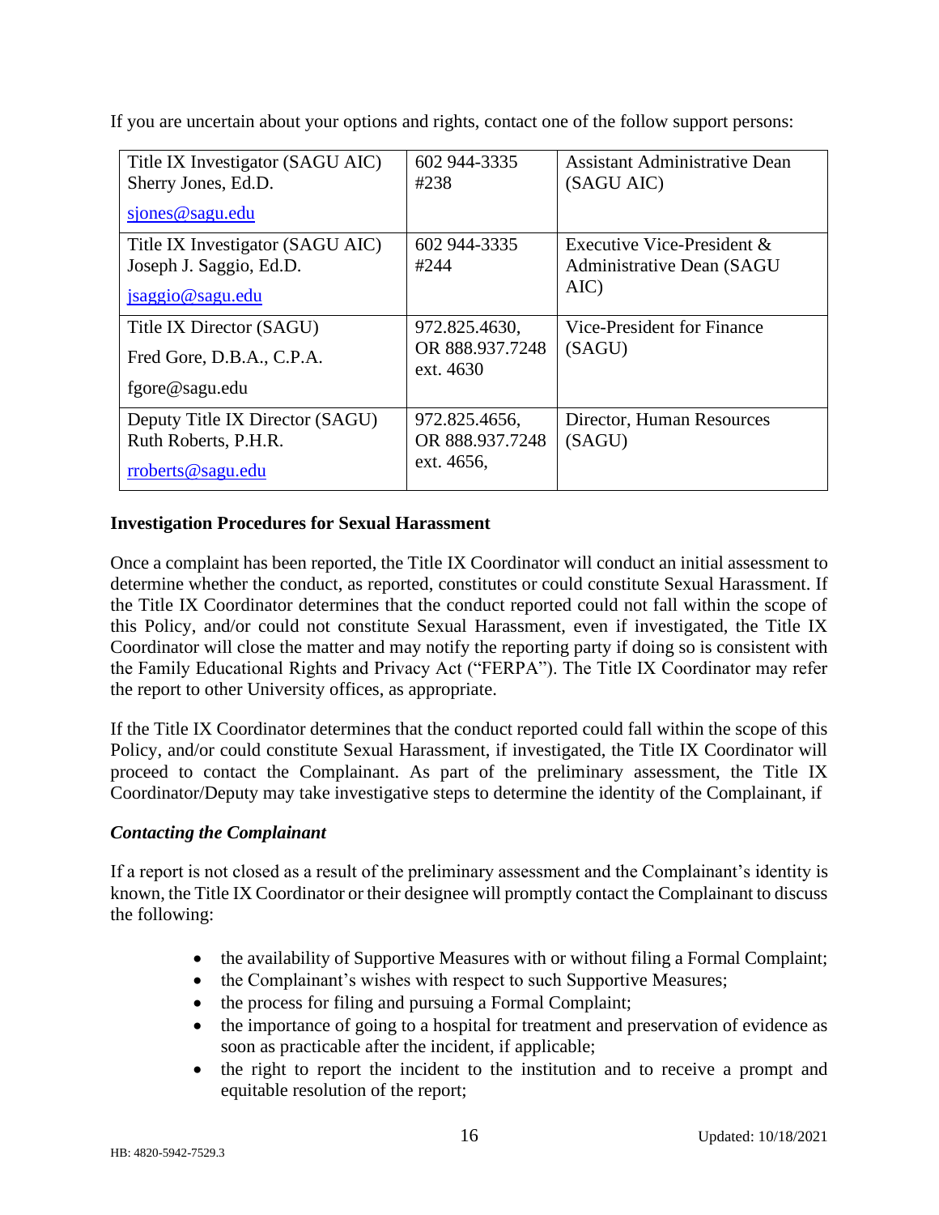If you are uncertain about your options and rights, contact one of the follow support persons:

| Title IX Investigator (SAGU AIC) Sherry Jones, Ed.D. sjones@sagu.edu | 602 944-3335 #238 | Assistant Administrative Dean (SAGU AIC) |
|---|---|---|
| Title IX Investigator (SAGU AIC) Joseph J. Saggio, Ed.D. jsaggio@sagu.edu | 602 944-3335 #244 | Executive Vice-President & Administrative Dean (SAGU AIC) |
| Title IX Director (SAGU) Fred Gore, D.B.A., C.P.A. fgore@sagu.edu | 972.825.4630, OR 888.937.7248 ext. 4630 | Vice-President for Finance (SAGU) |
| Deputy Title IX Director (SAGU) Ruth Roberts, P.H.R. rroberts@sagu.edu | 972.825.4656, OR 888.937.7248 ext. 4656, | Director, Human Resources (SAGU) |

**Investigation Procedures for Sexual Harassment**

Once a complaint has been reported, the Title IX Coordinator will conduct an initial assessment to determine whether the conduct, as reported, constitutes or could constitute Sexual Harassment. If the Title IX Coordinator determines that the conduct reported could not fall within the scope of this Policy, and/or could not constitute Sexual Harassment, even if investigated, the Title IX Coordinator will close the matter and may notify the reporting party if doing so is consistent with the Family Educational Rights and Privacy Act ("FERPA"). The Title IX Coordinator may refer the report to other University offices, as appropriate.

If the Title IX Coordinator determines that the conduct reported could fall within the scope of this Policy, and/or could constitute Sexual Harassment, if investigated, the Title IX Coordinator will proceed to contact the Complainant. As part of the preliminary assessment, the Title IX Coordinator/Deputy may take investigative steps to determine the identity of the Complainant, if

***Contacting the Complainant***

If a report is not closed as a result of the preliminary assessment and the Complainant's identity is known, the Title IX Coordinator or their designee will promptly contact the Complainant to discuss the following:

- the availability of Supportive Measures with or without filing a Formal Complaint;
- the Complainant's wishes with respect to such Supportive Measures;
- the process for filing and pursuing a Formal Complaint;
- the importance of going to a hospital for treatment and preservation of evidence as soon as practicable after the incident, if applicable;
- the right to report the incident to the institution and to receive a prompt and equitable resolution of the report;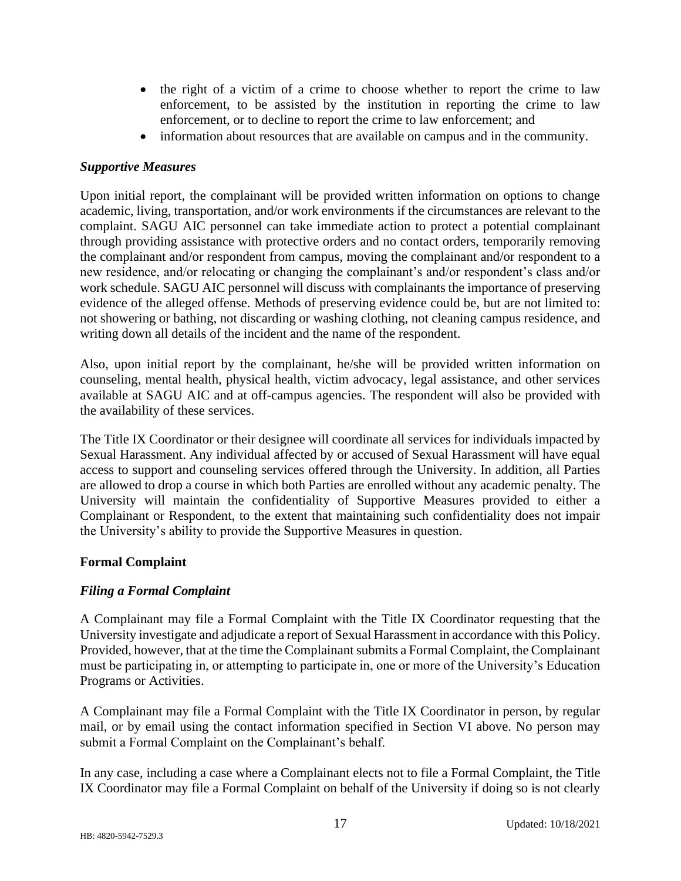- the right of a victim of a crime to choose whether to report the crime to law enforcement, to be assisted by the institution in reporting the crime to law enforcement, or to decline to report the crime to law enforcement; and
- information about resources that are available on campus and in the community.

### *Supportive Measures*

Upon initial report, the complainant will be provided written information on options to change academic, living, transportation, and/or work environments if the circumstances are relevant to the complaint. SAGU AIC personnel can take immediate action to protect a potential complainant through providing assistance with protective orders and no contact orders, temporarily removing the complainant and/or respondent from campus, moving the complainant and/or respondent to a new residence, and/or relocating or changing the complainant's and/or respondent's class and/or work schedule. SAGU AIC personnel will discuss with complainants the importance of preserving evidence of the alleged offense. Methods of preserving evidence could be, but are not limited to: not showering or bathing, not discarding or washing clothing, not cleaning campus residence, and writing down all details of the incident and the name of the respondent.

Also, upon initial report by the complainant, he/she will be provided written information on counseling, mental health, physical health, victim advocacy, legal assistance, and other services available at SAGU AIC and at off-campus agencies. The respondent will also be provided with the availability of these services.

The Title IX Coordinator or their designee will coordinate all services for individuals impacted by Sexual Harassment. Any individual affected by or accused of Sexual Harassment will have equal access to support and counseling services offered through the University. In addition, all Parties are allowed to drop a course in which both Parties are enrolled without any academic penalty. The University will maintain the confidentiality of Supportive Measures provided to either a Complainant or Respondent, to the extent that maintaining such confidentiality does not impair the University's ability to provide the Supportive Measures in question.

## Formal Complaint

### *Filing a Formal Complaint*

A Complainant may file a Formal Complaint with the Title IX Coordinator requesting that the University investigate and adjudicate a report of Sexual Harassment in accordance with this Policy. Provided, however, that at the time the Complainant submits a Formal Complaint, the Complainant must be participating in, or attempting to participate in, one or more of the University's Education Programs or Activities.

A Complainant may file a Formal Complaint with the Title IX Coordinator in person, by regular mail, or by email using the contact information specified in Section VI above. No person may submit a Formal Complaint on the Complainant's behalf.

In any case, including a case where a Complainant elects not to file a Formal Complaint, the Title IX Coordinator may file a Formal Complaint on behalf of the University if doing so is not clearly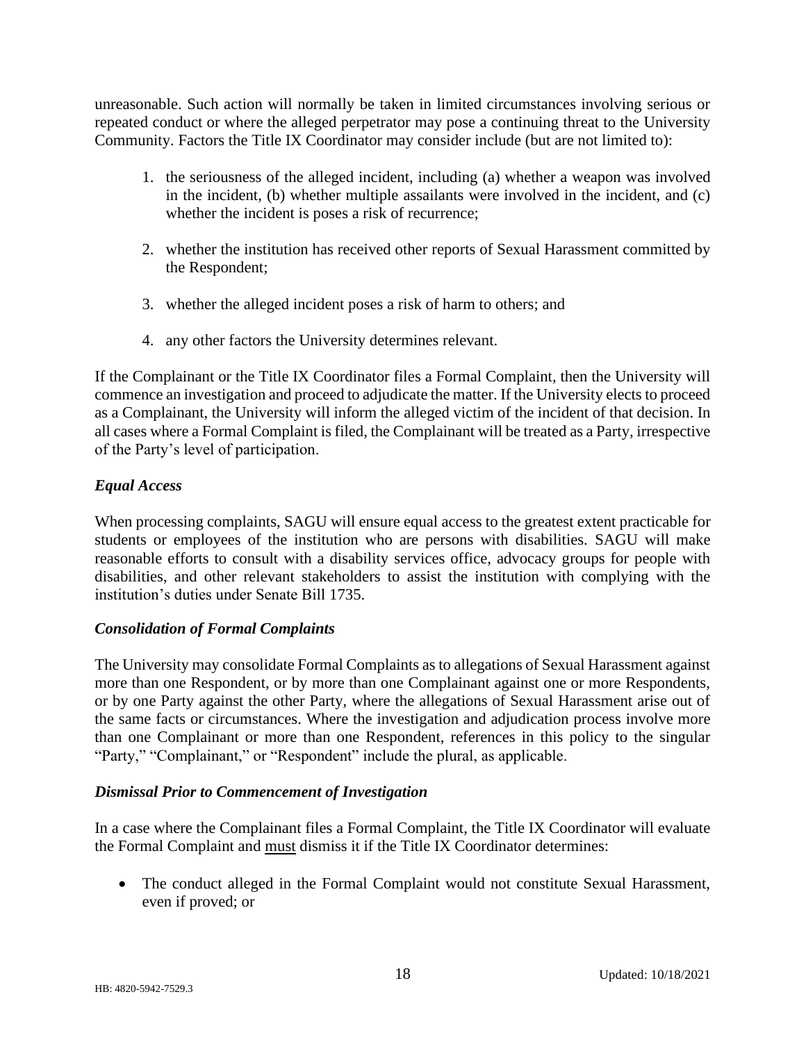unreasonable. Such action will normally be taken in limited circumstances involving serious or repeated conduct or where the alleged perpetrator may pose a continuing threat to the University Community. Factors the Title IX Coordinator may consider include (but are not limited to):

1. the seriousness of the alleged incident, including (a) whether a weapon was involved in the incident, (b) whether multiple assailants were involved in the incident, and (c) whether the incident is poses a risk of recurrence;

2. whether the institution has received other reports of Sexual Harassment committed by the Respondent;

3. whether the alleged incident poses a risk of harm to others; and

4. any other factors the University determines relevant.

If the Complainant or the Title IX Coordinator files a Formal Complaint, then the University will commence an investigation and proceed to adjudicate the matter. If the University elects to proceed as a Complainant, the University will inform the alleged victim of the incident of that decision. In all cases where a Formal Complaint is filed, the Complainant will be treated as a Party, irrespective of the Party's level of participation.

### *Equal Access*

When processing complaints, SAGU will ensure equal access to the greatest extent practicable for students or employees of the institution who are persons with disabilities. SAGU will make reasonable efforts to consult with a disability services office, advocacy groups for people with disabilities, and other relevant stakeholders to assist the institution with complying with the institution's duties under Senate Bill 1735.

### *Consolidation of Formal Complaints*

The University may consolidate Formal Complaints as to allegations of Sexual Harassment against more than one Respondent, or by more than one Complainant against one or more Respondents, or by one Party against the other Party, where the allegations of Sexual Harassment arise out of the same facts or circumstances. Where the investigation and adjudication process involve more than one Complainant or more than one Respondent, references in this policy to the singular "Party," "Complainant," or "Respondent" include the plural, as applicable.

### *Dismissal Prior to Commencement of Investigation*

In a case where the Complainant files a Formal Complaint, the Title IX Coordinator will evaluate the Formal Complaint and <u>must</u> dismiss it if the Title IX Coordinator determines:

- The conduct alleged in the Formal Complaint would not constitute Sexual Harassment, even if proved; or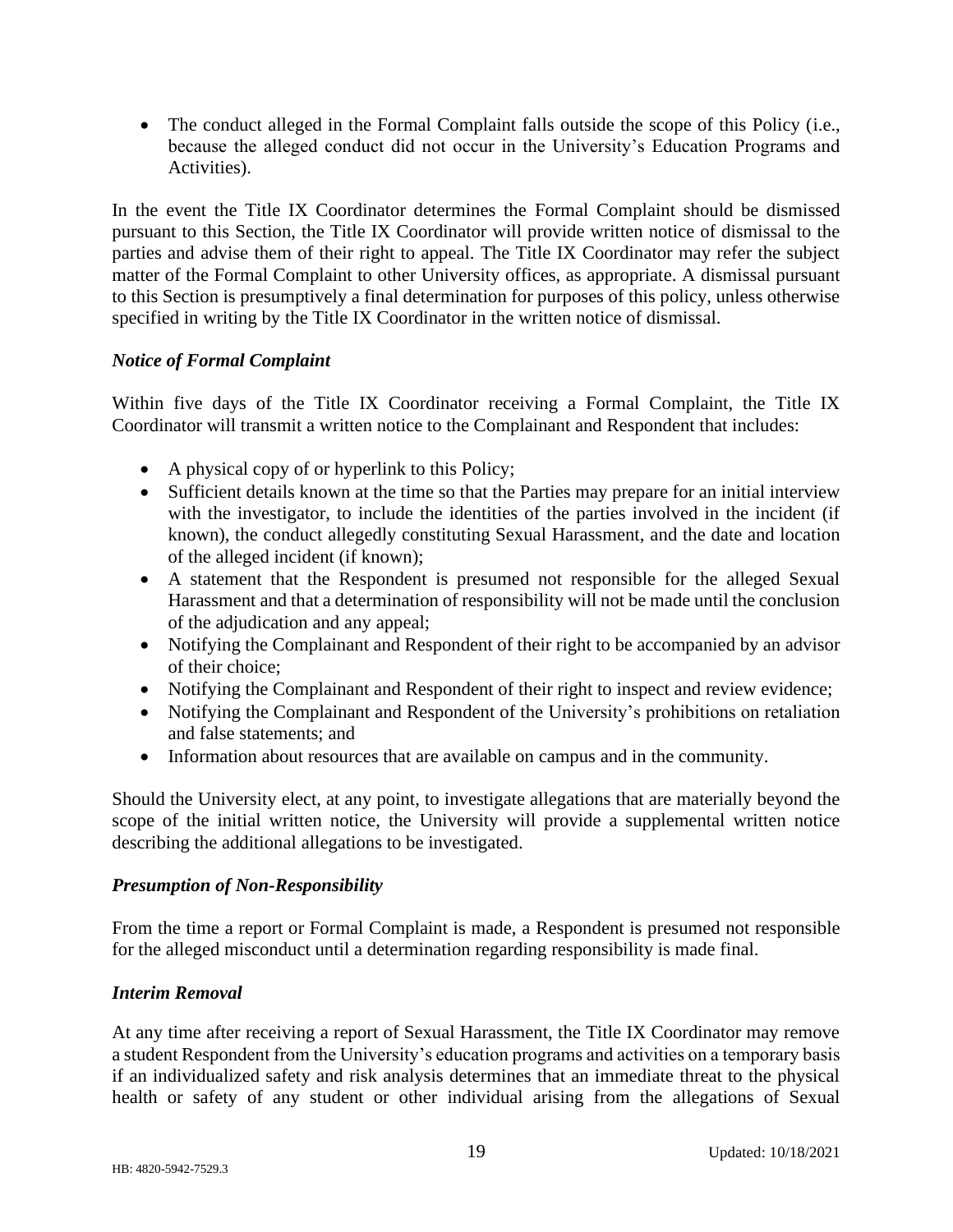- The conduct alleged in the Formal Complaint falls outside the scope of this Policy (i.e., because the alleged conduct did not occur in the University's Education Programs and Activities).

In the event the Title IX Coordinator determines the Formal Complaint should be dismissed pursuant to this Section, the Title IX Coordinator will provide written notice of dismissal to the parties and advise them of their right to appeal. The Title IX Coordinator may refer the subject matter of the Formal Complaint to other University offices, as appropriate. A dismissal pursuant to this Section is presumptively a final determination for purposes of this policy, unless otherwise specified in writing by the Title IX Coordinator in the written notice of dismissal.

### *Notice of Formal Complaint*

Within five days of the Title IX Coordinator receiving a Formal Complaint, the Title IX Coordinator will transmit a written notice to the Complainant and Respondent that includes:

- A physical copy of or hyperlink to this Policy;
- Sufficient details known at the time so that the Parties may prepare for an initial interview with the investigator, to include the identities of the parties involved in the incident (if known), the conduct allegedly constituting Sexual Harassment, and the date and location of the alleged incident (if known);
- A statement that the Respondent is presumed not responsible for the alleged Sexual Harassment and that a determination of responsibility will not be made until the conclusion of the adjudication and any appeal;
- Notifying the Complainant and Respondent of their right to be accompanied by an advisor of their choice;
- Notifying the Complainant and Respondent of their right to inspect and review evidence;
- Notifying the Complainant and Respondent of the University's prohibitions on retaliation and false statements; and
- Information about resources that are available on campus and in the community.

Should the University elect, at any point, to investigate allegations that are materially beyond the scope of the initial written notice, the University will provide a supplemental written notice describing the additional allegations to be investigated.

### *Presumption of Non-Responsibility*

From the time a report or Formal Complaint is made, a Respondent is presumed not responsible for the alleged misconduct until a determination regarding responsibility is made final.

### *Interim Removal*

At any time after receiving a report of Sexual Harassment, the Title IX Coordinator may remove a student Respondent from the University's education programs and activities on a temporary basis if an individualized safety and risk analysis determines that an immediate threat to the physical health or safety of any student or other individual arising from the allegations of Sexual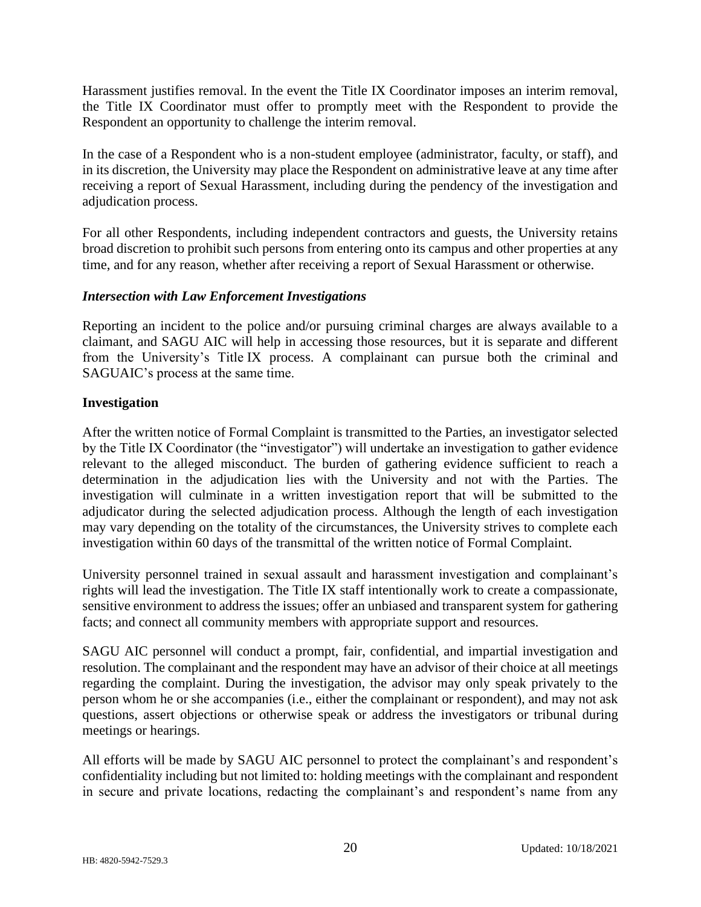Harassment justifies removal. In the event the Title IX Coordinator imposes an interim removal, the Title IX Coordinator must offer to promptly meet with the Respondent to provide the Respondent an opportunity to challenge the interim removal.

In the case of a Respondent who is a non-student employee (administrator, faculty, or staff), and in its discretion, the University may place the Respondent on administrative leave at any time after receiving a report of Sexual Harassment, including during the pendency of the investigation and adjudication process.

For all other Respondents, including independent contractors and guests, the University retains broad discretion to prohibit such persons from entering onto its campus and other properties at any time, and for any reason, whether after receiving a report of Sexual Harassment or otherwise.

### *Intersection with Law Enforcement Investigations*

Reporting an incident to the police and/or pursuing criminal charges are always available to a claimant, and SAGU AIC will help in accessing those resources, but it is separate and different from the University's Title IX process. A complainant can pursue both the criminal and SAGUAIC's process at the same time.

### **Investigation**

After the written notice of Formal Complaint is transmitted to the Parties, an investigator selected by the Title IX Coordinator (the "investigator") will undertake an investigation to gather evidence relevant to the alleged misconduct. The burden of gathering evidence sufficient to reach a determination in the adjudication lies with the University and not with the Parties. The investigation will culminate in a written investigation report that will be submitted to the adjudicator during the selected adjudication process. Although the length of each investigation may vary depending on the totality of the circumstances, the University strives to complete each investigation within 60 days of the transmittal of the written notice of Formal Complaint.

University personnel trained in sexual assault and harassment investigation and complainant's rights will lead the investigation. The Title IX staff intentionally work to create a compassionate, sensitive environment to address the issues; offer an unbiased and transparent system for gathering facts; and connect all community members with appropriate support and resources.

SAGU AIC personnel will conduct a prompt, fair, confidential, and impartial investigation and resolution. The complainant and the respondent may have an advisor of their choice at all meetings regarding the complaint. During the investigation, the advisor may only speak privately to the person whom he or she accompanies (i.e., either the complainant or respondent), and may not ask questions, assert objections or otherwise speak or address the investigators or tribunal during meetings or hearings.

All efforts will be made by SAGU AIC personnel to protect the complainant's and respondent's confidentiality including but not limited to: holding meetings with the complainant and respondent in secure and private locations, redacting the complainant's and respondent's name from any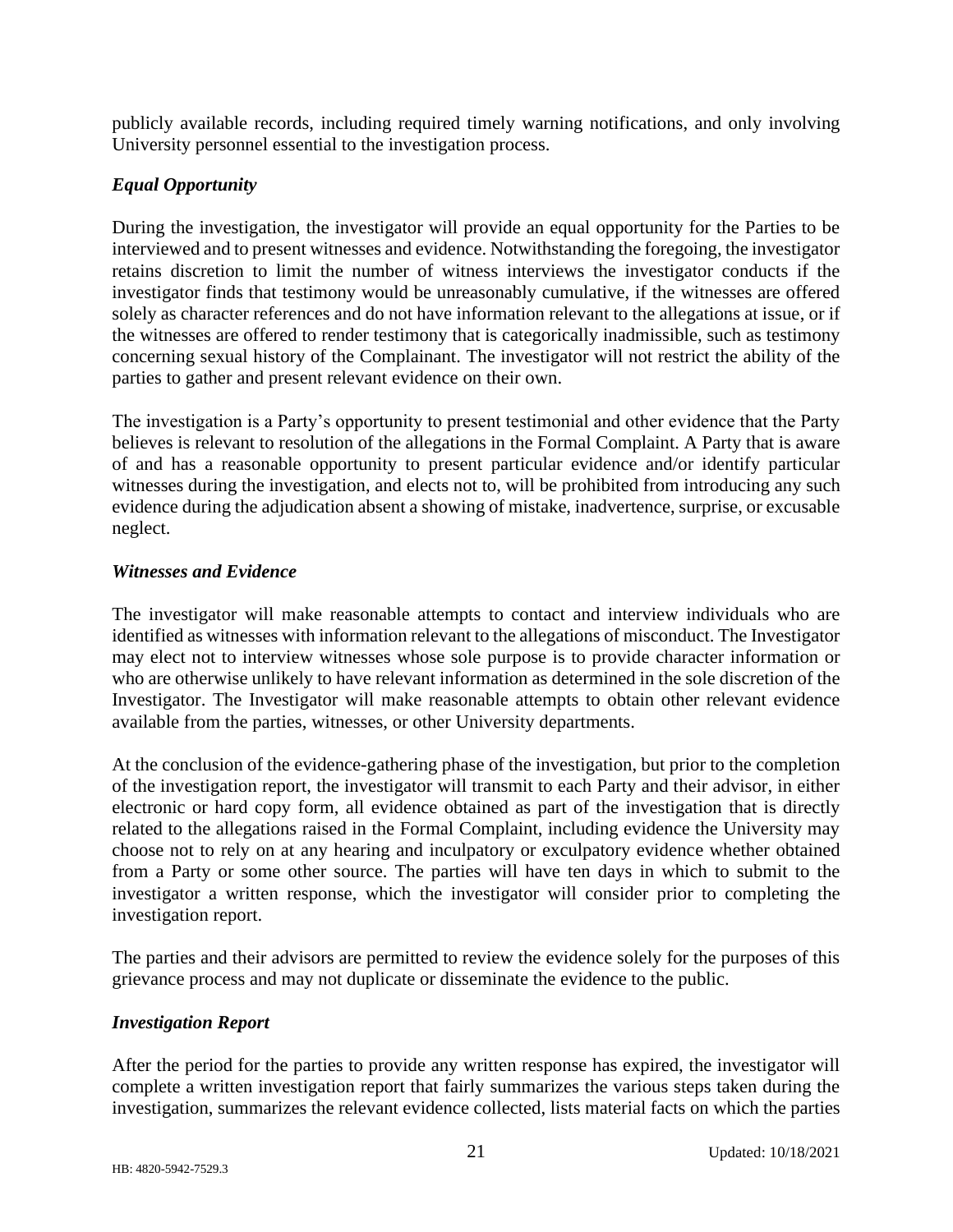publicly available records, including required timely warning notifications, and only involving University personnel essential to the investigation process.

### *Equal Opportunity*

During the investigation, the investigator will provide an equal opportunity for the Parties to be interviewed and to present witnesses and evidence. Notwithstanding the foregoing, the investigator retains discretion to limit the number of witness interviews the investigator conducts if the investigator finds that testimony would be unreasonably cumulative, if the witnesses are offered solely as character references and do not have information relevant to the allegations at issue, or if the witnesses are offered to render testimony that is categorically inadmissible, such as testimony concerning sexual history of the Complainant. The investigator will not restrict the ability of the parties to gather and present relevant evidence on their own.

The investigation is a Party's opportunity to present testimonial and other evidence that the Party believes is relevant to resolution of the allegations in the Formal Complaint. A Party that is aware of and has a reasonable opportunity to present particular evidence and/or identify particular witnesses during the investigation, and elects not to, will be prohibited from introducing any such evidence during the adjudication absent a showing of mistake, inadvertence, surprise, or excusable neglect.

### *Witnesses and Evidence*

The investigator will make reasonable attempts to contact and interview individuals who are identified as witnesses with information relevant to the allegations of misconduct. The Investigator may elect not to interview witnesses whose sole purpose is to provide character information or who are otherwise unlikely to have relevant information as determined in the sole discretion of the Investigator. The Investigator will make reasonable attempts to obtain other relevant evidence available from the parties, witnesses, or other University departments.

At the conclusion of the evidence-gathering phase of the investigation, but prior to the completion of the investigation report, the investigator will transmit to each Party and their advisor, in either electronic or hard copy form, all evidence obtained as part of the investigation that is directly related to the allegations raised in the Formal Complaint, including evidence the University may choose not to rely on at any hearing and inculpatory or exculpatory evidence whether obtained from a Party or some other source. The parties will have ten days in which to submit to the investigator a written response, which the investigator will consider prior to completing the investigation report.

The parties and their advisors are permitted to review the evidence solely for the purposes of this grievance process and may not duplicate or disseminate the evidence to the public.

### *Investigation Report*

After the period for the parties to provide any written response has expired, the investigator will complete a written investigation report that fairly summarizes the various steps taken during the investigation, summarizes the relevant evidence collected, lists material facts on which the parties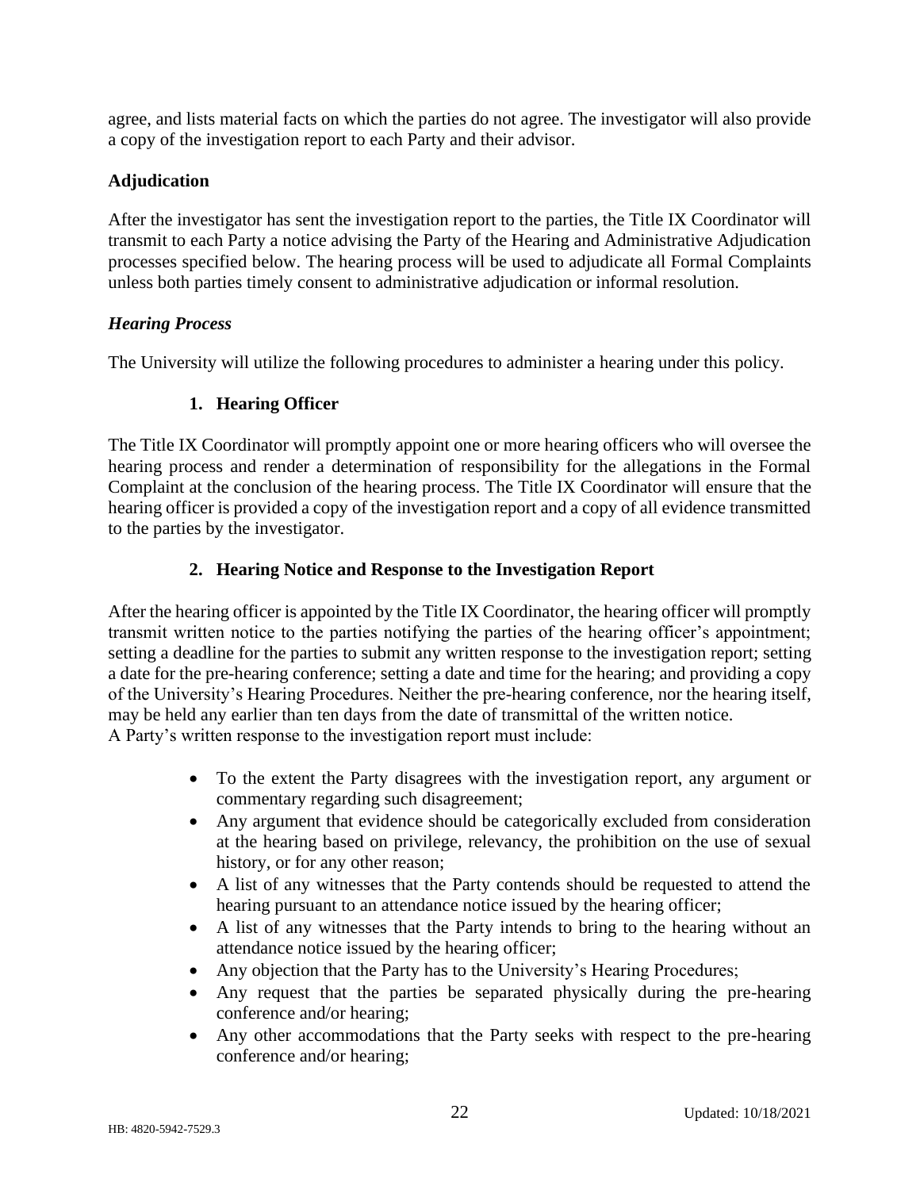agree, and lists material facts on which the parties do not agree. The investigator will also provide a copy of the investigation report to each Party and their advisor.

## Adjudication

After the investigator has sent the investigation report to the parties, the Title IX Coordinator will transmit to each Party a notice advising the Party of the Hearing and Administrative Adjudication processes specified below. The hearing process will be used to adjudicate all Formal Complaints unless both parties timely consent to administrative adjudication or informal resolution.

### *Hearing Process*

The University will utilize the following procedures to administer a hearing under this policy.

#### 1. Hearing Officer

The Title IX Coordinator will promptly appoint one or more hearing officers who will oversee the hearing process and render a determination of responsibility for the allegations in the Formal Complaint at the conclusion of the hearing process. The Title IX Coordinator will ensure that the hearing officer is provided a copy of the investigation report and a copy of all evidence transmitted to the parties by the investigator.

#### 2. Hearing Notice and Response to the Investigation Report

After the hearing officer is appointed by the Title IX Coordinator, the hearing officer will promptly transmit written notice to the parties notifying the parties of the hearing officer's appointment; setting a deadline for the parties to submit any written response to the investigation report; setting a date for the pre-hearing conference; setting a date and time for the hearing; and providing a copy of the University's Hearing Procedures. Neither the pre-hearing conference, nor the hearing itself, may be held any earlier than ten days from the date of transmittal of the written notice.
A Party's written response to the investigation report must include:

- To the extent the Party disagrees with the investigation report, any argument or commentary regarding such disagreement;
- Any argument that evidence should be categorically excluded from consideration at the hearing based on privilege, relevancy, the prohibition on the use of sexual history, or for any other reason;
- A list of any witnesses that the Party contends should be requested to attend the hearing pursuant to an attendance notice issued by the hearing officer;
- A list of any witnesses that the Party intends to bring to the hearing without an attendance notice issued by the hearing officer;
- Any objection that the Party has to the University's Hearing Procedures;
- Any request that the parties be separated physically during the pre-hearing conference and/or hearing;
- Any other accommodations that the Party seeks with respect to the pre-hearing conference and/or hearing;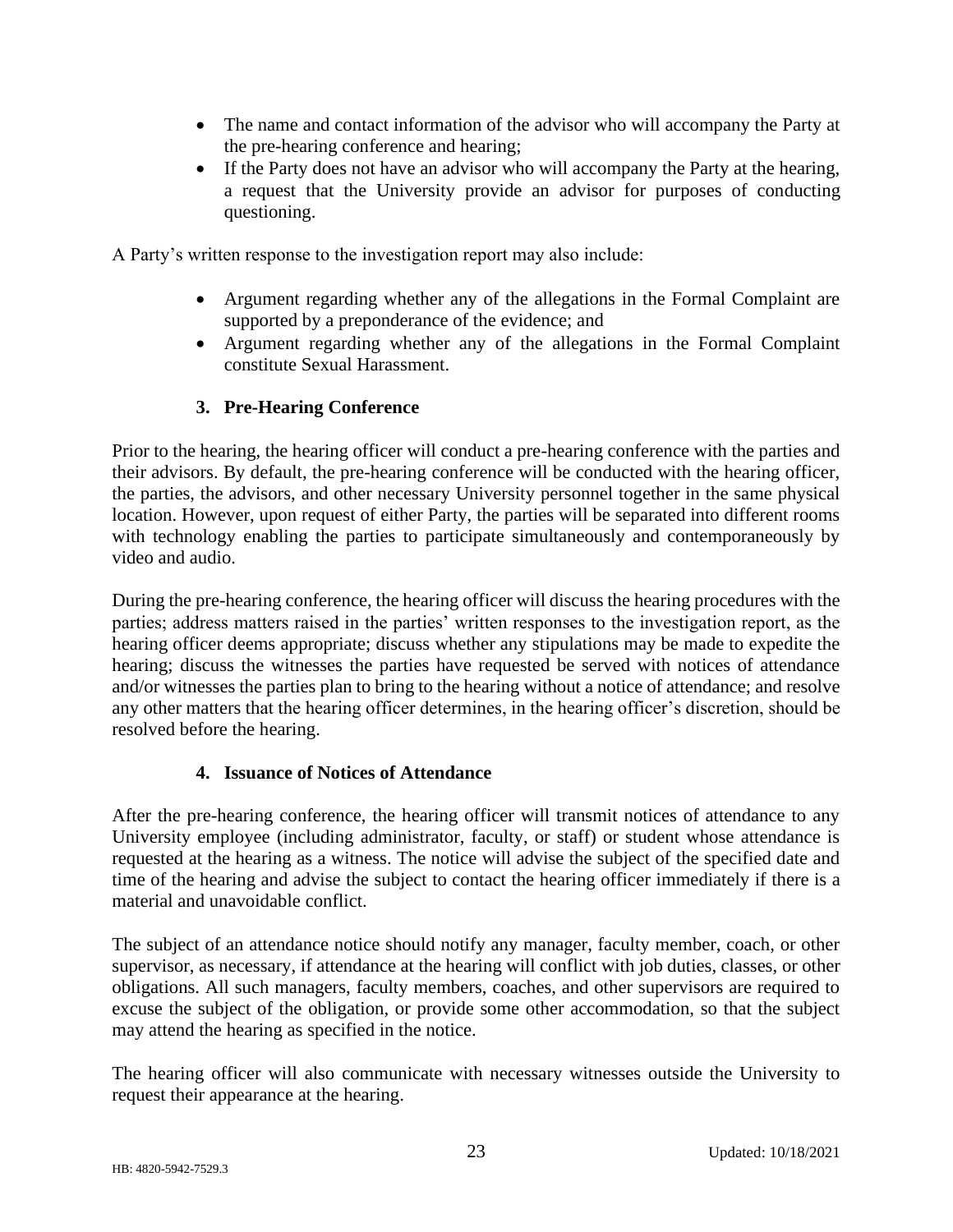- The name and contact information of the advisor who will accompany the Party at the pre-hearing conference and hearing;
- If the Party does not have an advisor who will accompany the Party at the hearing, a request that the University provide an advisor for purposes of conducting questioning.

A Party's written response to the investigation report may also include:

- Argument regarding whether any of the allegations in the Formal Complaint are supported by a preponderance of the evidence; and
- Argument regarding whether any of the allegations in the Formal Complaint constitute Sexual Harassment.

### 3. Pre-Hearing Conference

Prior to the hearing, the hearing officer will conduct a pre-hearing conference with the parties and their advisors. By default, the pre-hearing conference will be conducted with the hearing officer, the parties, the advisors, and other necessary University personnel together in the same physical location. However, upon request of either Party, the parties will be separated into different rooms with technology enabling the parties to participate simultaneously and contemporaneously by video and audio.

During the pre-hearing conference, the hearing officer will discuss the hearing procedures with the parties; address matters raised in the parties' written responses to the investigation report, as the hearing officer deems appropriate; discuss whether any stipulations may be made to expedite the hearing; discuss the witnesses the parties have requested be served with notices of attendance and/or witnesses the parties plan to bring to the hearing without a notice of attendance; and resolve any other matters that the hearing officer determines, in the hearing officer's discretion, should be resolved before the hearing.

### 4. Issuance of Notices of Attendance

After the pre-hearing conference, the hearing officer will transmit notices of attendance to any University employee (including administrator, faculty, or staff) or student whose attendance is requested at the hearing as a witness. The notice will advise the subject of the specified date and time of the hearing and advise the subject to contact the hearing officer immediately if there is a material and unavoidable conflict.

The subject of an attendance notice should notify any manager, faculty member, coach, or other supervisor, as necessary, if attendance at the hearing will conflict with job duties, classes, or other obligations. All such managers, faculty members, coaches, and other supervisors are required to excuse the subject of the obligation, or provide some other accommodation, so that the subject may attend the hearing as specified in the notice.

The hearing officer will also communicate with necessary witnesses outside the University to request their appearance at the hearing.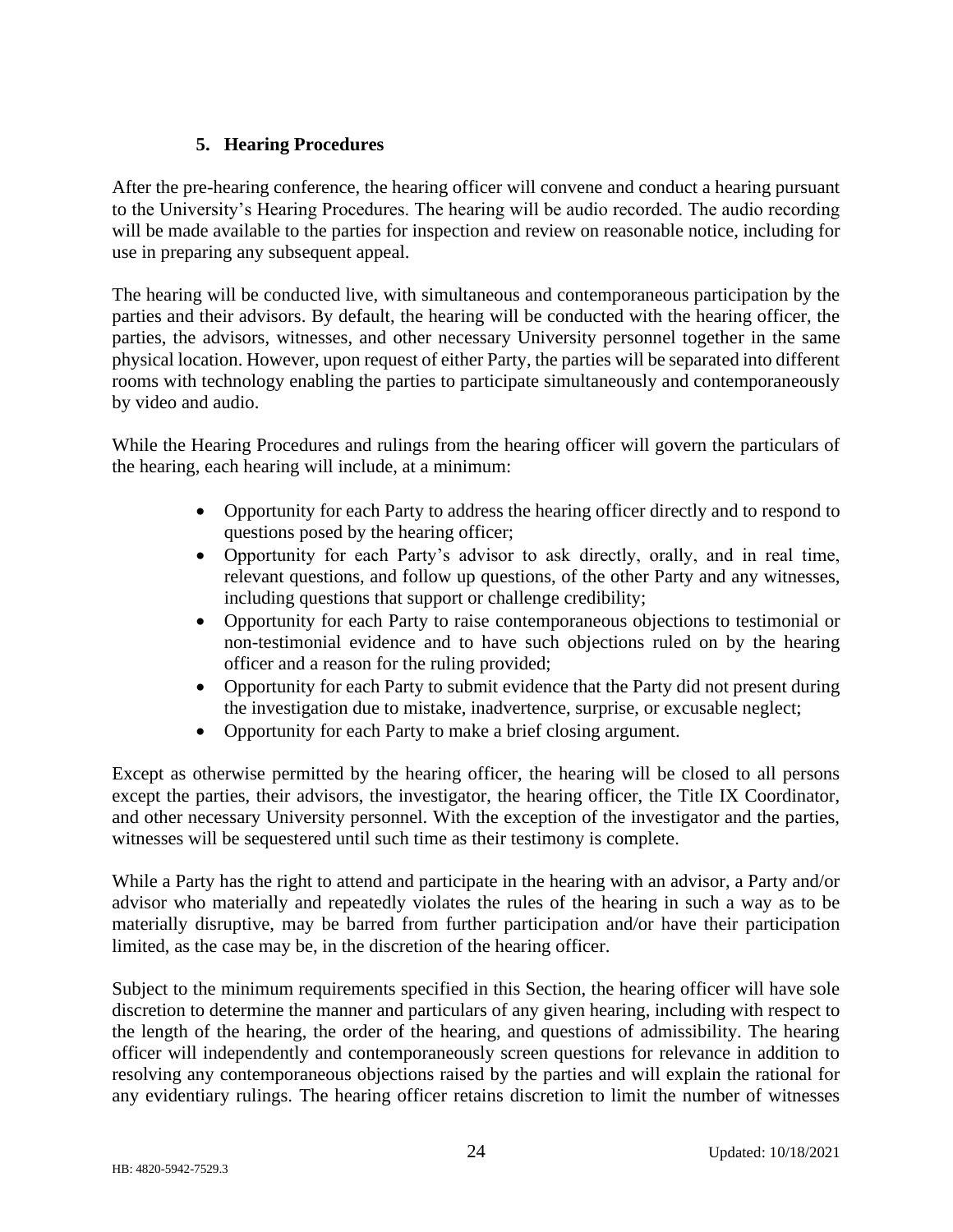### 5. Hearing Procedures

After the pre-hearing conference, the hearing officer will convene and conduct a hearing pursuant to the University's Hearing Procedures. The hearing will be audio recorded. The audio recording will be made available to the parties for inspection and review on reasonable notice, including for use in preparing any subsequent appeal.

The hearing will be conducted live, with simultaneous and contemporaneous participation by the parties and their advisors. By default, the hearing will be conducted with the hearing officer, the parties, the advisors, witnesses, and other necessary University personnel together in the same physical location. However, upon request of either Party, the parties will be separated into different rooms with technology enabling the parties to participate simultaneously and contemporaneously by video and audio.

While the Hearing Procedures and rulings from the hearing officer will govern the particulars of the hearing, each hearing will include, at a minimum:

- Opportunity for each Party to address the hearing officer directly and to respond to questions posed by the hearing officer;
- Opportunity for each Party's advisor to ask directly, orally, and in real time, relevant questions, and follow up questions, of the other Party and any witnesses, including questions that support or challenge credibility;
- Opportunity for each Party to raise contemporaneous objections to testimonial or non-testimonial evidence and to have such objections ruled on by the hearing officer and a reason for the ruling provided;
- Opportunity for each Party to submit evidence that the Party did not present during the investigation due to mistake, inadvertence, surprise, or excusable neglect;
- Opportunity for each Party to make a brief closing argument.

Except as otherwise permitted by the hearing officer, the hearing will be closed to all persons except the parties, their advisors, the investigator, the hearing officer, the Title IX Coordinator, and other necessary University personnel. With the exception of the investigator and the parties, witnesses will be sequestered until such time as their testimony is complete.

While a Party has the right to attend and participate in the hearing with an advisor, a Party and/or advisor who materially and repeatedly violates the rules of the hearing in such a way as to be materially disruptive, may be barred from further participation and/or have their participation limited, as the case may be, in the discretion of the hearing officer.

Subject to the minimum requirements specified in this Section, the hearing officer will have sole discretion to determine the manner and particulars of any given hearing, including with respect to the length of the hearing, the order of the hearing, and questions of admissibility. The hearing officer will independently and contemporaneously screen questions for relevance in addition to resolving any contemporaneous objections raised by the parties and will explain the rational for any evidentiary rulings. The hearing officer retains discretion to limit the number of witnesses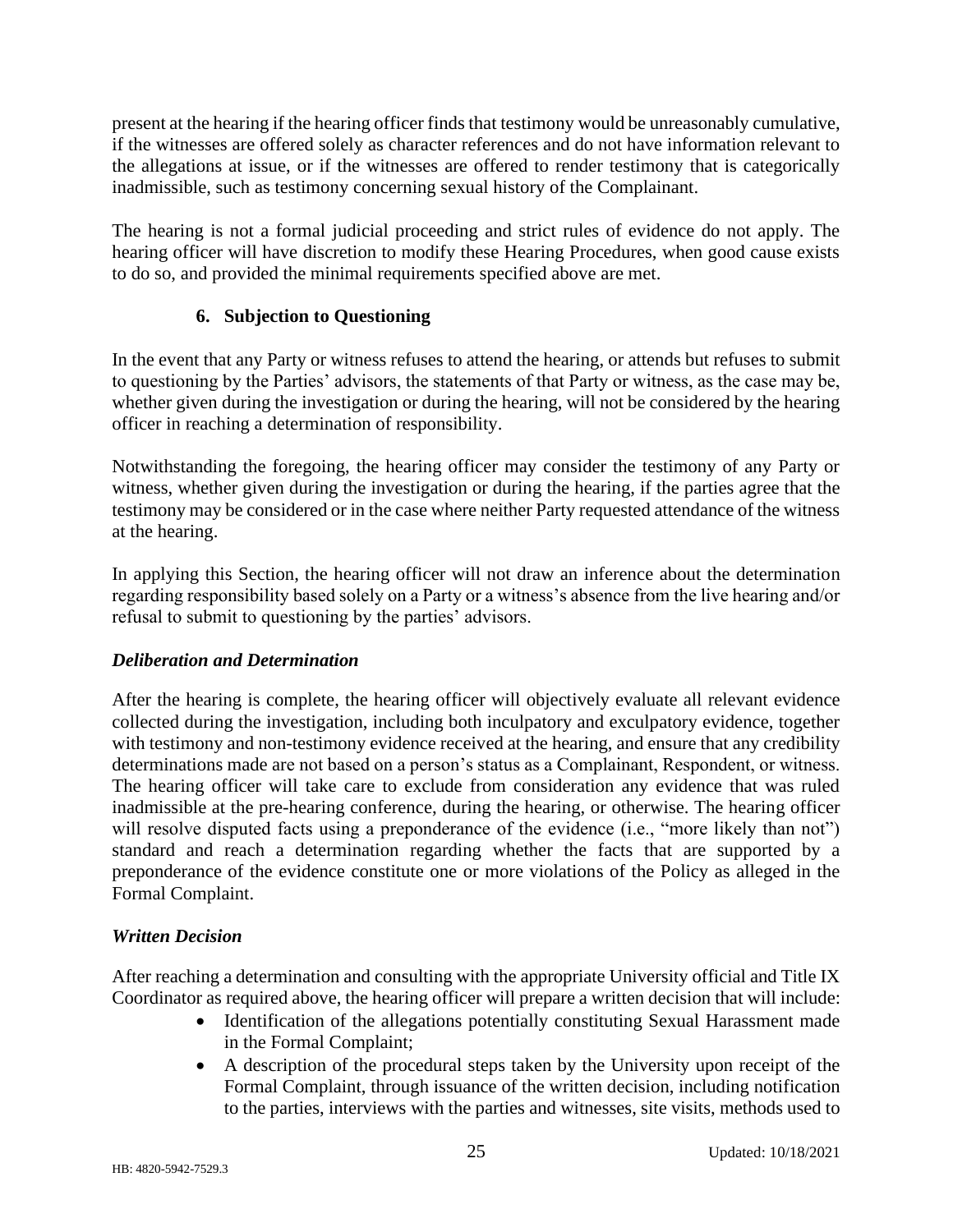present at the hearing if the hearing officer finds that testimony would be unreasonably cumulative, if the witnesses are offered solely as character references and do not have information relevant to the allegations at issue, or if the witnesses are offered to render testimony that is categorically inadmissible, such as testimony concerning sexual history of the Complainant.

The hearing is not a formal judicial proceeding and strict rules of evidence do not apply. The hearing officer will have discretion to modify these Hearing Procedures, when good cause exists to do so, and provided the minimal requirements specified above are met.

### 6. Subjection to Questioning

In the event that any Party or witness refuses to attend the hearing, or attends but refuses to submit to questioning by the Parties' advisors, the statements of that Party or witness, as the case may be, whether given during the investigation or during the hearing, will not be considered by the hearing officer in reaching a determination of responsibility.

Notwithstanding the foregoing, the hearing officer may consider the testimony of any Party or witness, whether given during the investigation or during the hearing, if the parties agree that the testimony may be considered or in the case where neither Party requested attendance of the witness at the hearing.

In applying this Section, the hearing officer will not draw an inference about the determination regarding responsibility based solely on a Party or a witness's absence from the live hearing and/or refusal to submit to questioning by the parties' advisors.

### *Deliberation and Determination*

After the hearing is complete, the hearing officer will objectively evaluate all relevant evidence collected during the investigation, including both inculpatory and exculpatory evidence, together with testimony and non-testimony evidence received at the hearing, and ensure that any credibility determinations made are not based on a person's status as a Complainant, Respondent, or witness. The hearing officer will take care to exclude from consideration any evidence that was ruled inadmissible at the pre-hearing conference, during the hearing, or otherwise. The hearing officer will resolve disputed facts using a preponderance of the evidence (i.e., "more likely than not") standard and reach a determination regarding whether the facts that are supported by a preponderance of the evidence constitute one or more violations of the Policy as alleged in the Formal Complaint.

### *Written Decision*

After reaching a determination and consulting with the appropriate University official and Title IX Coordinator as required above, the hearing officer will prepare a written decision that will include:

- Identification of the allegations potentially constituting Sexual Harassment made in the Formal Complaint;
- A description of the procedural steps taken by the University upon receipt of the Formal Complaint, through issuance of the written decision, including notification to the parties, interviews with the parties and witnesses, site visits, methods used to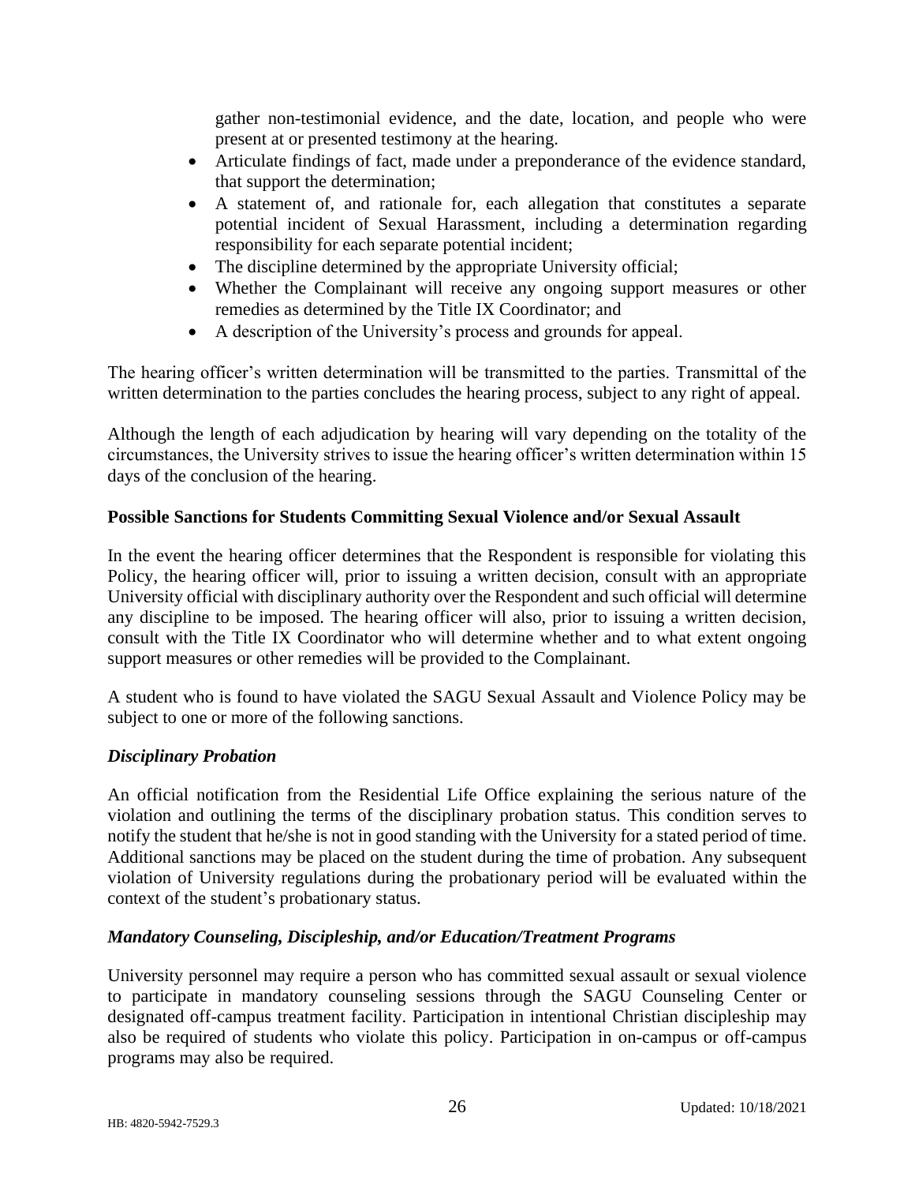gather non-testimonial evidence, and the date, location, and people who were present at or presented testimony at the hearing.

- Articulate findings of fact, made under a preponderance of the evidence standard, that support the determination;
- A statement of, and rationale for, each allegation that constitutes a separate potential incident of Sexual Harassment, including a determination regarding responsibility for each separate potential incident;
- The discipline determined by the appropriate University official;
- Whether the Complainant will receive any ongoing support measures or other remedies as determined by the Title IX Coordinator; and
- A description of the University's process and grounds for appeal.

The hearing officer's written determination will be transmitted to the parties. Transmittal of the written determination to the parties concludes the hearing process, subject to any right of appeal.

Although the length of each adjudication by hearing will vary depending on the totality of the circumstances, the University strives to issue the hearing officer's written determination within 15 days of the conclusion of the hearing.

**Possible Sanctions for Students Committing Sexual Violence and/or Sexual Assault**

In the event the hearing officer determines that the Respondent is responsible for violating this Policy, the hearing officer will, prior to issuing a written decision, consult with an appropriate University official with disciplinary authority over the Respondent and such official will determine any discipline to be imposed. The hearing officer will also, prior to issuing a written decision, consult with the Title IX Coordinator who will determine whether and to what extent ongoing support measures or other remedies will be provided to the Complainant.

A student who is found to have violated the SAGU Sexual Assault and Violence Policy may be subject to one or more of the following sanctions.

***Disciplinary Probation***

An official notification from the Residential Life Office explaining the serious nature of the violation and outlining the terms of the disciplinary probation status. This condition serves to notify the student that he/she is not in good standing with the University for a stated period of time. Additional sanctions may be placed on the student during the time of probation. Any subsequent violation of University regulations during the probationary period will be evaluated within the context of the student's probationary status.

***Mandatory Counseling, Discipleship, and/or Education/Treatment Programs***

University personnel may require a person who has committed sexual assault or sexual violence to participate in mandatory counseling sessions through the SAGU Counseling Center or designated off-campus treatment facility. Participation in intentional Christian discipleship may also be required of students who violate this policy. Participation in on-campus or off-campus programs may also be required.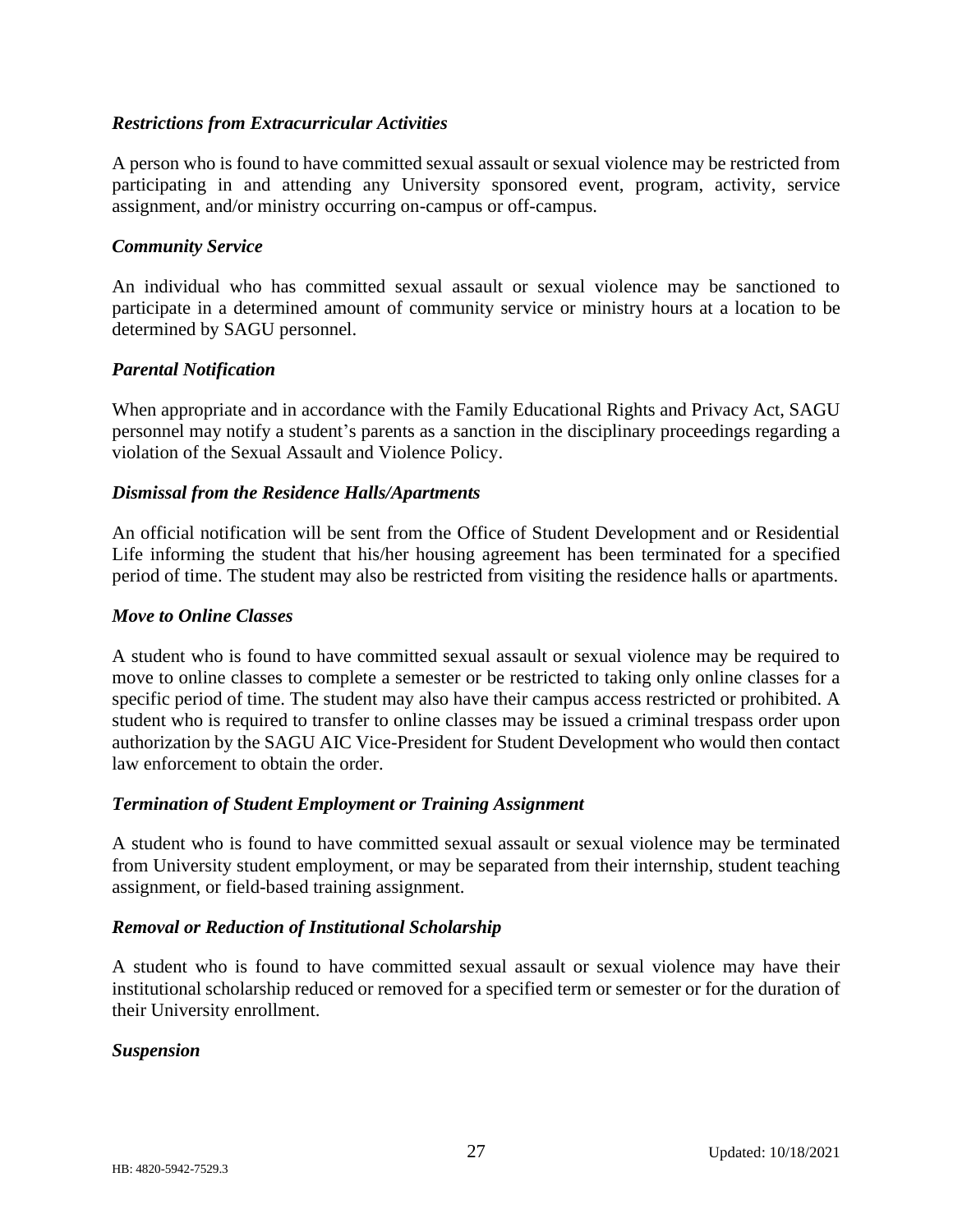### *Restrictions from Extracurricular Activities*

A person who is found to have committed sexual assault or sexual violence may be restricted from participating in and attending any University sponsored event, program, activity, service assignment, and/or ministry occurring on-campus or off-campus.

### *Community Service*

An individual who has committed sexual assault or sexual violence may be sanctioned to participate in a determined amount of community service or ministry hours at a location to be determined by SAGU personnel.

### *Parental Notification*

When appropriate and in accordance with the Family Educational Rights and Privacy Act, SAGU personnel may notify a student's parents as a sanction in the disciplinary proceedings regarding a violation of the Sexual Assault and Violence Policy.

### *Dismissal from the Residence Halls/Apartments*

An official notification will be sent from the Office of Student Development and or Residential Life informing the student that his/her housing agreement has been terminated for a specified period of time. The student may also be restricted from visiting the residence halls or apartments.

### *Move to Online Classes*

A student who is found to have committed sexual assault or sexual violence may be required to move to online classes to complete a semester or be restricted to taking only online classes for a specific period of time. The student may also have their campus access restricted or prohibited. A student who is required to transfer to online classes may be issued a criminal trespass order upon authorization by the SAGU AIC Vice-President for Student Development who would then contact law enforcement to obtain the order.

### *Termination of Student Employment or Training Assignment*

A student who is found to have committed sexual assault or sexual violence may be terminated from University student employment, or may be separated from their internship, student teaching assignment, or field-based training assignment.

### *Removal or Reduction of Institutional Scholarship*

A student who is found to have committed sexual assault or sexual violence may have their institutional scholarship reduced or removed for a specified term or semester or for the duration of their University enrollment.

### *Suspension*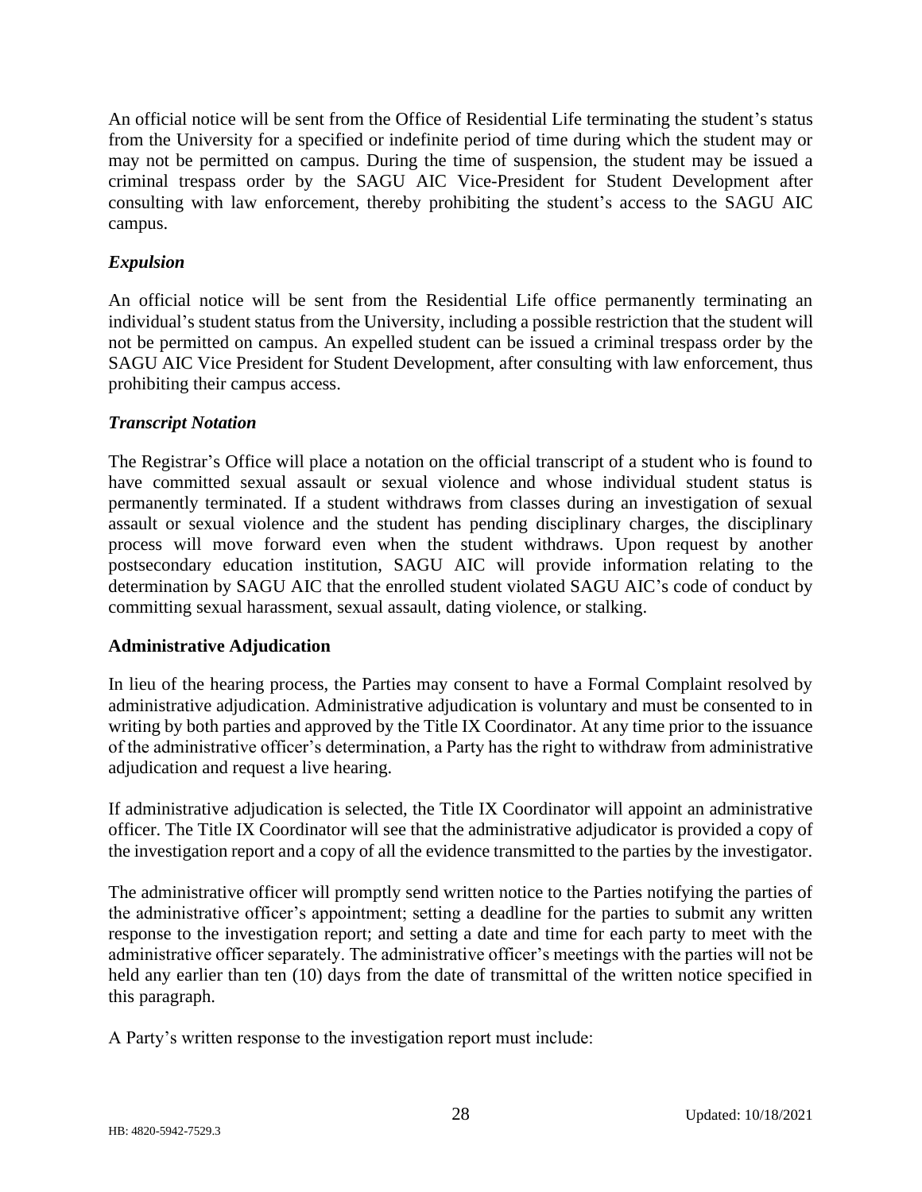An official notice will be sent from the Office of Residential Life terminating the student's status from the University for a specified or indefinite period of time during which the student may or may not be permitted on campus. During the time of suspension, the student may be issued a criminal trespass order by the SAGU AIC Vice-President for Student Development after consulting with law enforcement, thereby prohibiting the student's access to the SAGU AIC campus.

### *Expulsion*

An official notice will be sent from the Residential Life office permanently terminating an individual's student status from the University, including a possible restriction that the student will not be permitted on campus. An expelled student can be issued a criminal trespass order by the SAGU AIC Vice President for Student Development, after consulting with law enforcement, thus prohibiting their campus access.

### *Transcript Notation*

The Registrar's Office will place a notation on the official transcript of a student who is found to have committed sexual assault or sexual violence and whose individual student status is permanently terminated. If a student withdraws from classes during an investigation of sexual assault or sexual violence and the student has pending disciplinary charges, the disciplinary process will move forward even when the student withdraws. Upon request by another postsecondary education institution, SAGU AIC will provide information relating to the determination by SAGU AIC that the enrolled student violated SAGU AIC's code of conduct by committing sexual harassment, sexual assault, dating violence, or stalking.

## **Administrative Adjudication**

In lieu of the hearing process, the Parties may consent to have a Formal Complaint resolved by administrative adjudication. Administrative adjudication is voluntary and must be consented to in writing by both parties and approved by the Title IX Coordinator. At any time prior to the issuance of the administrative officer's determination, a Party has the right to withdraw from administrative adjudication and request a live hearing.

If administrative adjudication is selected, the Title IX Coordinator will appoint an administrative officer. The Title IX Coordinator will see that the administrative adjudicator is provided a copy of the investigation report and a copy of all the evidence transmitted to the parties by the investigator.

The administrative officer will promptly send written notice to the Parties notifying the parties of the administrative officer's appointment; setting a deadline for the parties to submit any written response to the investigation report; and setting a date and time for each party to meet with the administrative officer separately. The administrative officer's meetings with the parties will not be held any earlier than ten (10) days from the date of transmittal of the written notice specified in this paragraph.

A Party's written response to the investigation report must include: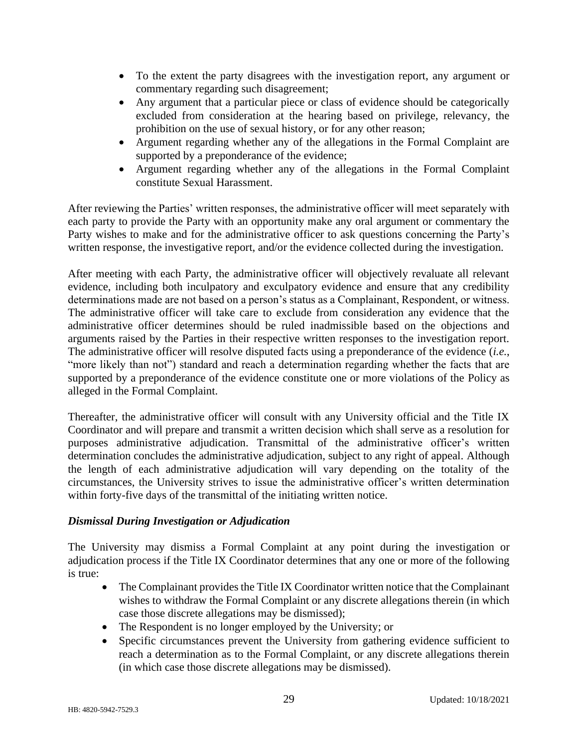- To the extent the party disagrees with the investigation report, any argument or commentary regarding such disagreement;
- Any argument that a particular piece or class of evidence should be categorically excluded from consideration at the hearing based on privilege, relevancy, the prohibition on the use of sexual history, or for any other reason;
- Argument regarding whether any of the allegations in the Formal Complaint are supported by a preponderance of the evidence;
- Argument regarding whether any of the allegations in the Formal Complaint constitute Sexual Harassment.

After reviewing the Parties' written responses, the administrative officer will meet separately with each party to provide the Party with an opportunity make any oral argument or commentary the Party wishes to make and for the administrative officer to ask questions concerning the Party's written response, the investigative report, and/or the evidence collected during the investigation.

After meeting with each Party, the administrative officer will objectively revaluate all relevant evidence, including both inculpatory and exculpatory evidence and ensure that any credibility determinations made are not based on a person's status as a Complainant, Respondent, or witness. The administrative officer will take care to exclude from consideration any evidence that the administrative officer determines should be ruled inadmissible based on the objections and arguments raised by the Parties in their respective written responses to the investigation report. The administrative officer will resolve disputed facts using a preponderance of the evidence (*i.e.*, "more likely than not") standard and reach a determination regarding whether the facts that are supported by a preponderance of the evidence constitute one or more violations of the Policy as alleged in the Formal Complaint.

Thereafter, the administrative officer will consult with any University official and the Title IX Coordinator and will prepare and transmit a written decision which shall serve as a resolution for purposes administrative adjudication. Transmittal of the administrative officer's written determination concludes the administrative adjudication, subject to any right of appeal. Although the length of each administrative adjudication will vary depending on the totality of the circumstances, the University strives to issue the administrative officer's written determination within forty-five days of the transmittal of the initiating written notice.

### *Dismissal During Investigation or Adjudication*

The University may dismiss a Formal Complaint at any point during the investigation or adjudication process if the Title IX Coordinator determines that any one or more of the following is true:

- The Complainant provides the Title IX Coordinator written notice that the Complainant wishes to withdraw the Formal Complaint or any discrete allegations therein (in which case those discrete allegations may be dismissed);
- The Respondent is no longer employed by the University; or
- Specific circumstances prevent the University from gathering evidence sufficient to reach a determination as to the Formal Complaint, or any discrete allegations therein (in which case those discrete allegations may be dismissed).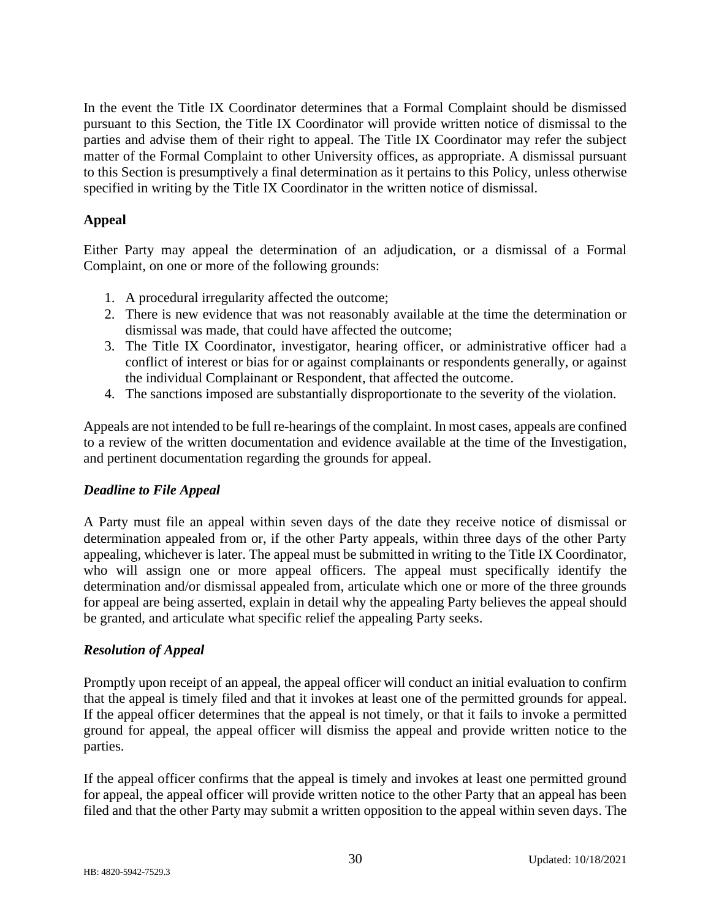In the event the Title IX Coordinator determines that a Formal Complaint should be dismissed pursuant to this Section, the Title IX Coordinator will provide written notice of dismissal to the parties and advise them of their right to appeal. The Title IX Coordinator may refer the subject matter of the Formal Complaint to other University offices, as appropriate. A dismissal pursuant to this Section is presumptively a final determination as it pertains to this Policy, unless otherwise specified in writing by the Title IX Coordinator in the written notice of dismissal.

## Appeal

Either Party may appeal the determination of an adjudication, or a dismissal of a Formal Complaint, on one or more of the following grounds:

1. A procedural irregularity affected the outcome;
2. There is new evidence that was not reasonably available at the time the determination or dismissal was made, that could have affected the outcome;
3. The Title IX Coordinator, investigator, hearing officer, or administrative officer had a conflict of interest or bias for or against complainants or respondents generally, or against the individual Complainant or Respondent, that affected the outcome.
4. The sanctions imposed are substantially disproportionate to the severity of the violation.

Appeals are not intended to be full re-hearings of the complaint. In most cases, appeals are confined to a review of the written documentation and evidence available at the time of the Investigation, and pertinent documentation regarding the grounds for appeal.

### *Deadline to File Appeal*

A Party must file an appeal within seven days of the date they receive notice of dismissal or determination appealed from or, if the other Party appeals, within three days of the other Party appealing, whichever is later. The appeal must be submitted in writing to the Title IX Coordinator, who will assign one or more appeal officers. The appeal must specifically identify the determination and/or dismissal appealed from, articulate which one or more of the three grounds for appeal are being asserted, explain in detail why the appealing Party believes the appeal should be granted, and articulate what specific relief the appealing Party seeks.

### *Resolution of Appeal*

Promptly upon receipt of an appeal, the appeal officer will conduct an initial evaluation to confirm that the appeal is timely filed and that it invokes at least one of the permitted grounds for appeal. If the appeal officer determines that the appeal is not timely, or that it fails to invoke a permitted ground for appeal, the appeal officer will dismiss the appeal and provide written notice to the parties.

If the appeal officer confirms that the appeal is timely and invokes at least one permitted ground for appeal, the appeal officer will provide written notice to the other Party that an appeal has been filed and that the other Party may submit a written opposition to the appeal within seven days. The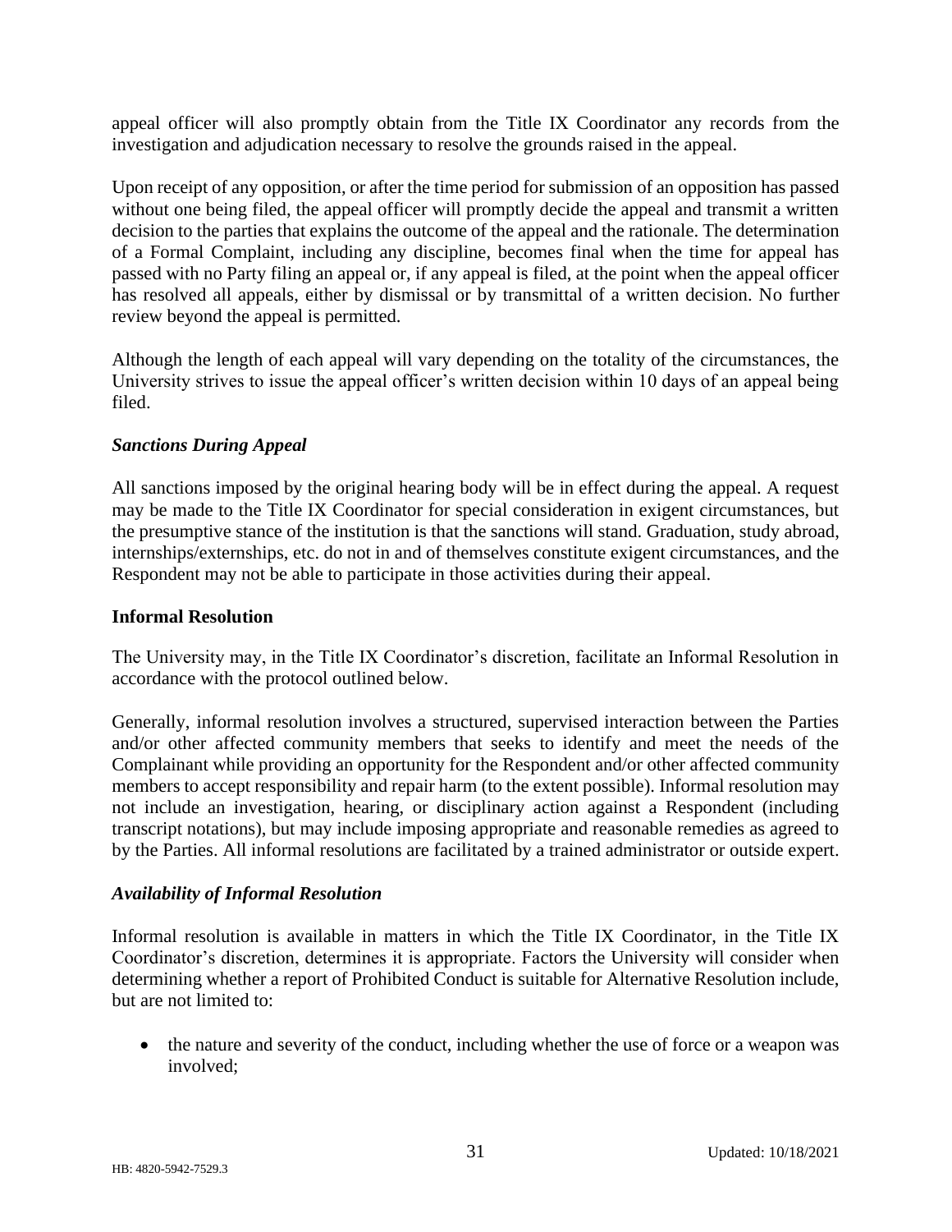appeal officer will also promptly obtain from the Title IX Coordinator any records from the investigation and adjudication necessary to resolve the grounds raised in the appeal.

Upon receipt of any opposition, or after the time period for submission of an opposition has passed without one being filed, the appeal officer will promptly decide the appeal and transmit a written decision to the parties that explains the outcome of the appeal and the rationale. The determination of a Formal Complaint, including any discipline, becomes final when the time for appeal has passed with no Party filing an appeal or, if any appeal is filed, at the point when the appeal officer has resolved all appeals, either by dismissal or by transmittal of a written decision. No further review beyond the appeal is permitted.

Although the length of each appeal will vary depending on the totality of the circumstances, the University strives to issue the appeal officer's written decision within 10 days of an appeal being filed.

### *Sanctions During Appeal*

All sanctions imposed by the original hearing body will be in effect during the appeal. A request may be made to the Title IX Coordinator for special consideration in exigent circumstances, but the presumptive stance of the institution is that the sanctions will stand. Graduation, study abroad, internships/externships, etc. do not in and of themselves constitute exigent circumstances, and the Respondent may not be able to participate in those activities during their appeal.

## Informal Resolution

The University may, in the Title IX Coordinator's discretion, facilitate an Informal Resolution in accordance with the protocol outlined below.

Generally, informal resolution involves a structured, supervised interaction between the Parties and/or other affected community members that seeks to identify and meet the needs of the Complainant while providing an opportunity for the Respondent and/or other affected community members to accept responsibility and repair harm (to the extent possible). Informal resolution may not include an investigation, hearing, or disciplinary action against a Respondent (including transcript notations), but may include imposing appropriate and reasonable remedies as agreed to by the Parties. All informal resolutions are facilitated by a trained administrator or outside expert.

### *Availability of Informal Resolution*

Informal resolution is available in matters in which the Title IX Coordinator, in the Title IX Coordinator's discretion, determines it is appropriate. Factors the University will consider when determining whether a report of Prohibited Conduct is suitable for Alternative Resolution include, but are not limited to:

- the nature and severity of the conduct, including whether the use of force or a weapon was involved;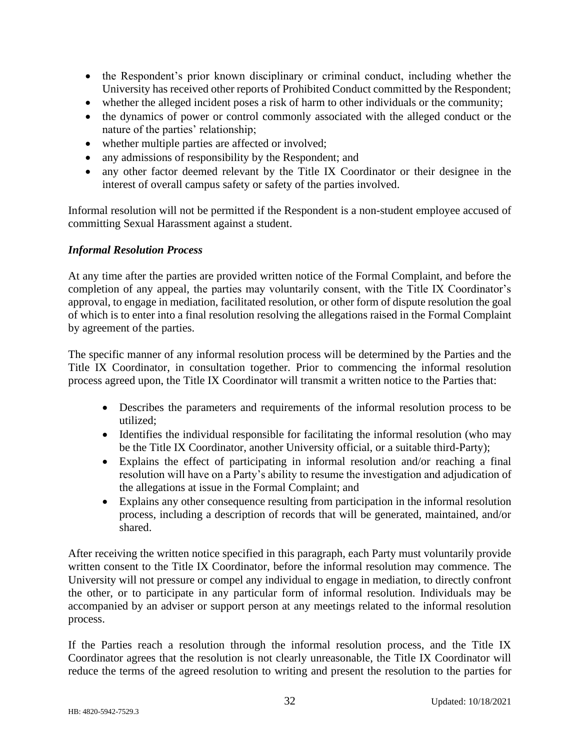- the Respondent's prior known disciplinary or criminal conduct, including whether the University has received other reports of Prohibited Conduct committed by the Respondent;
- whether the alleged incident poses a risk of harm to other individuals or the community;
- the dynamics of power or control commonly associated with the alleged conduct or the nature of the parties' relationship;
- whether multiple parties are affected or involved;
- any admissions of responsibility by the Respondent; and
- any other factor deemed relevant by the Title IX Coordinator or their designee in the interest of overall campus safety or safety of the parties involved.

Informal resolution will not be permitted if the Respondent is a non-student employee accused of committing Sexual Harassment against a student.

### *Informal Resolution Process*

At any time after the parties are provided written notice of the Formal Complaint, and before the completion of any appeal, the parties may voluntarily consent, with the Title IX Coordinator's approval, to engage in mediation, facilitated resolution, or other form of dispute resolution the goal of which is to enter into a final resolution resolving the allegations raised in the Formal Complaint by agreement of the parties.

The specific manner of any informal resolution process will be determined by the Parties and the Title IX Coordinator, in consultation together. Prior to commencing the informal resolution process agreed upon, the Title IX Coordinator will transmit a written notice to the Parties that:

- Describes the parameters and requirements of the informal resolution process to be utilized;
- Identifies the individual responsible for facilitating the informal resolution (who may be the Title IX Coordinator, another University official, or a suitable third-Party);
- Explains the effect of participating in informal resolution and/or reaching a final resolution will have on a Party's ability to resume the investigation and adjudication of the allegations at issue in the Formal Complaint; and
- Explains any other consequence resulting from participation in the informal resolution process, including a description of records that will be generated, maintained, and/or shared.

After receiving the written notice specified in this paragraph, each Party must voluntarily provide written consent to the Title IX Coordinator, before the informal resolution may commence. The University will not pressure or compel any individual to engage in mediation, to directly confront the other, or to participate in any particular form of informal resolution. Individuals may be accompanied by an adviser or support person at any meetings related to the informal resolution process.

If the Parties reach a resolution through the informal resolution process, and the Title IX Coordinator agrees that the resolution is not clearly unreasonable, the Title IX Coordinator will reduce the terms of the agreed resolution to writing and present the resolution to the parties for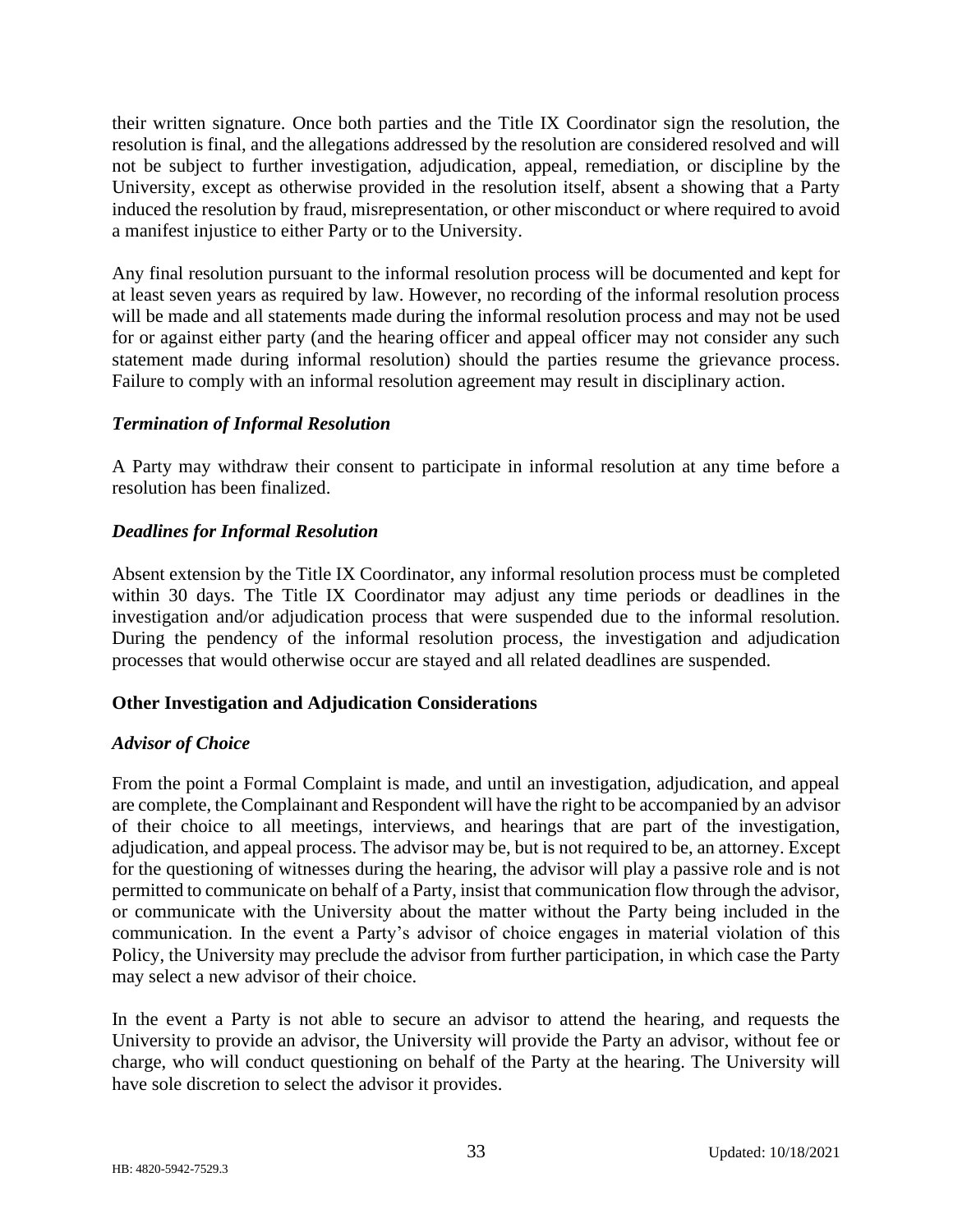their written signature. Once both parties and the Title IX Coordinator sign the resolution, the resolution is final, and the allegations addressed by the resolution are considered resolved and will not be subject to further investigation, adjudication, appeal, remediation, or discipline by the University, except as otherwise provided in the resolution itself, absent a showing that a Party induced the resolution by fraud, misrepresentation, or other misconduct or where required to avoid a manifest injustice to either Party or to the University.

Any final resolution pursuant to the informal resolution process will be documented and kept for at least seven years as required by law. However, no recording of the informal resolution process will be made and all statements made during the informal resolution process and may not be used for or against either party (and the hearing officer and appeal officer may not consider any such statement made during informal resolution) should the parties resume the grievance process. Failure to comply with an informal resolution agreement may result in disciplinary action.

### *Termination of Informal Resolution*

A Party may withdraw their consent to participate in informal resolution at any time before a resolution has been finalized.

### *Deadlines for Informal Resolution*

Absent extension by the Title IX Coordinator, any informal resolution process must be completed within 30 days. The Title IX Coordinator may adjust any time periods or deadlines in the investigation and/or adjudication process that were suspended due to the informal resolution. During the pendency of the informal resolution process, the investigation and adjudication processes that would otherwise occur are stayed and all related deadlines are suspended.

## **Other Investigation and Adjudication Considerations**

### *Advisor of Choice*

From the point a Formal Complaint is made, and until an investigation, adjudication, and appeal are complete, the Complainant and Respondent will have the right to be accompanied by an advisor of their choice to all meetings, interviews, and hearings that are part of the investigation, adjudication, and appeal process. The advisor may be, but is not required to be, an attorney. Except for the questioning of witnesses during the hearing, the advisor will play a passive role and is not permitted to communicate on behalf of a Party, insist that communication flow through the advisor, or communicate with the University about the matter without the Party being included in the communication. In the event a Party's advisor of choice engages in material violation of this Policy, the University may preclude the advisor from further participation, in which case the Party may select a new advisor of their choice.

In the event a Party is not able to secure an advisor to attend the hearing, and requests the University to provide an advisor, the University will provide the Party an advisor, without fee or charge, who will conduct questioning on behalf of the Party at the hearing. The University will have sole discretion to select the advisor it provides.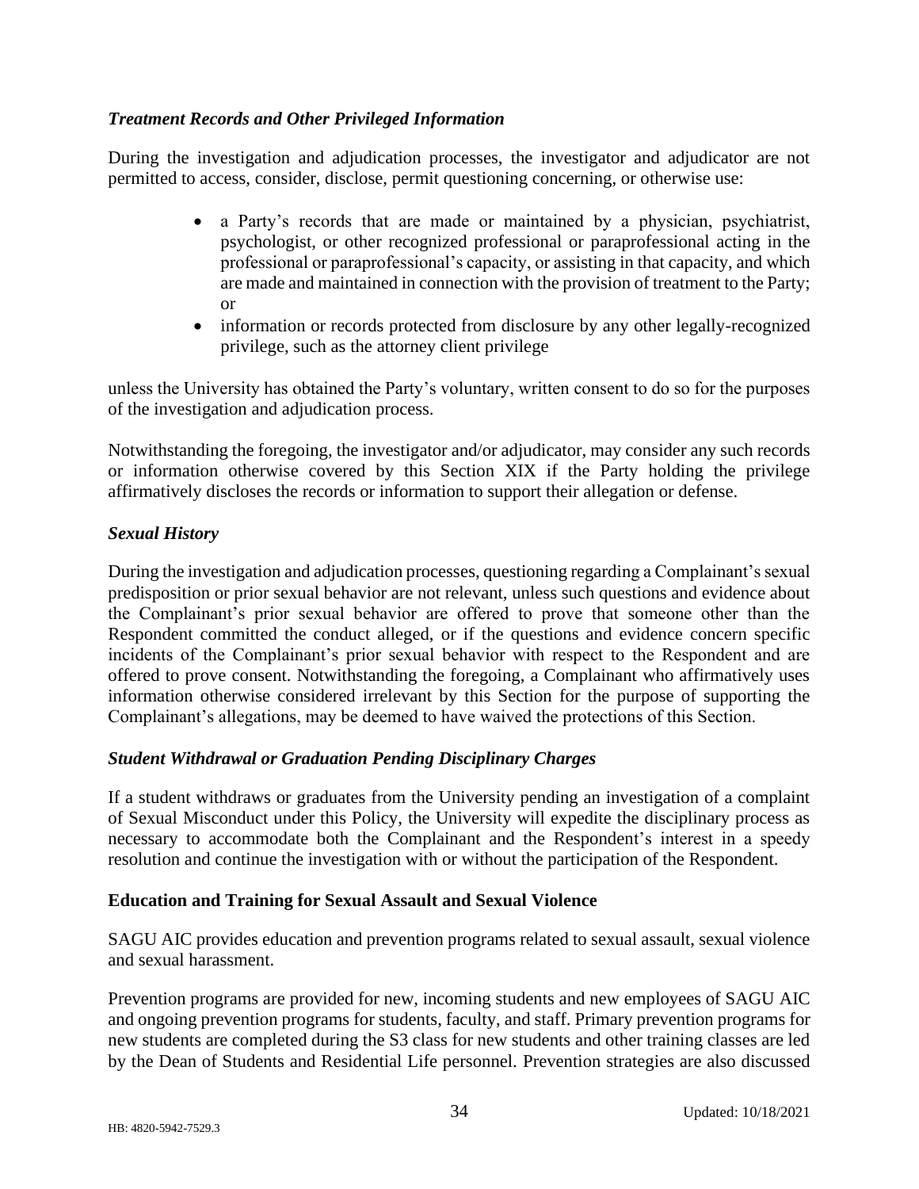### *Treatment Records and Other Privileged Information*

During the investigation and adjudication processes, the investigator and adjudicator are not permitted to access, consider, disclose, permit questioning concerning, or otherwise use:

- a Party's records that are made or maintained by a physician, psychiatrist, psychologist, or other recognized professional or paraprofessional acting in the professional or paraprofessional's capacity, or assisting in that capacity, and which are made and maintained in connection with the provision of treatment to the Party; or
- information or records protected from disclosure by any other legally-recognized privilege, such as the attorney client privilege

unless the University has obtained the Party's voluntary, written consent to do so for the purposes of the investigation and adjudication process.

Notwithstanding the foregoing, the investigator and/or adjudicator, may consider any such records or information otherwise covered by this Section XIX if the Party holding the privilege affirmatively discloses the records or information to support their allegation or defense.

### *Sexual History*

During the investigation and adjudication processes, questioning regarding a Complainant's sexual predisposition or prior sexual behavior are not relevant, unless such questions and evidence about the Complainant's prior sexual behavior are offered to prove that someone other than the Respondent committed the conduct alleged, or if the questions and evidence concern specific incidents of the Complainant's prior sexual behavior with respect to the Respondent and are offered to prove consent. Notwithstanding the foregoing, a Complainant who affirmatively uses information otherwise considered irrelevant by this Section for the purpose of supporting the Complainant's allegations, may be deemed to have waived the protections of this Section.

### *Student Withdrawal or Graduation Pending Disciplinary Charges*

If a student withdraws or graduates from the University pending an investigation of a complaint of Sexual Misconduct under this Policy, the University will expedite the disciplinary process as necessary to accommodate both the Complainant and the Respondent's interest in a speedy resolution and continue the investigation with or without the participation of the Respondent.

## **Education and Training for Sexual Assault and Sexual Violence**

SAGU AIC provides education and prevention programs related to sexual assault, sexual violence and sexual harassment.

Prevention programs are provided for new, incoming students and new employees of SAGU AIC and ongoing prevention programs for students, faculty, and staff. Primary prevention programs for new students are completed during the S3 class for new students and other training classes are led by the Dean of Students and Residential Life personnel. Prevention strategies are also discussed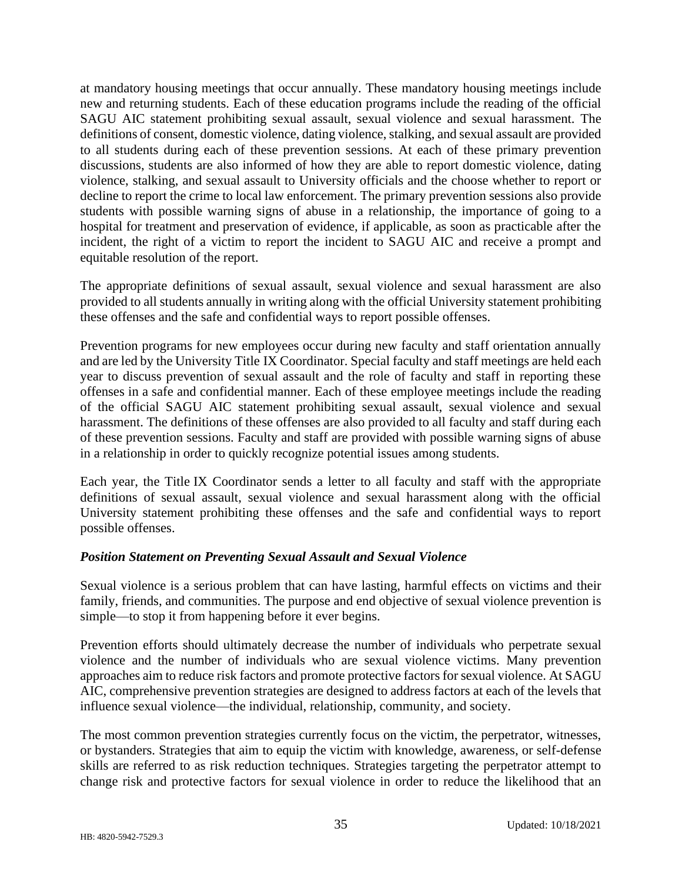at mandatory housing meetings that occur annually. These mandatory housing meetings include new and returning students. Each of these education programs include the reading of the official SAGU AIC statement prohibiting sexual assault, sexual violence and sexual harassment. The definitions of consent, domestic violence, dating violence, stalking, and sexual assault are provided to all students during each of these prevention sessions. At each of these primary prevention discussions, students are also informed of how they are able to report domestic violence, dating violence, stalking, and sexual assault to University officials and the choose whether to report or decline to report the crime to local law enforcement. The primary prevention sessions also provide students with possible warning signs of abuse in a relationship, the importance of going to a hospital for treatment and preservation of evidence, if applicable, as soon as practicable after the incident, the right of a victim to report the incident to SAGU AIC and receive a prompt and equitable resolution of the report.

The appropriate definitions of sexual assault, sexual violence and sexual harassment are also provided to all students annually in writing along with the official University statement prohibiting these offenses and the safe and confidential ways to report possible offenses.

Prevention programs for new employees occur during new faculty and staff orientation annually and are led by the University Title IX Coordinator. Special faculty and staff meetings are held each year to discuss prevention of sexual assault and the role of faculty and staff in reporting these offenses in a safe and confidential manner. Each of these employee meetings include the reading of the official SAGU AIC statement prohibiting sexual assault, sexual violence and sexual harassment. The definitions of these offenses are also provided to all faculty and staff during each of these prevention sessions. Faculty and staff are provided with possible warning signs of abuse in a relationship in order to quickly recognize potential issues among students.

Each year, the Title IX Coordinator sends a letter to all faculty and staff with the appropriate definitions of sexual assault, sexual violence and sexual harassment along with the official University statement prohibiting these offenses and the safe and confidential ways to report possible offenses.

***Position Statement on Preventing Sexual Assault and Sexual Violence***

Sexual violence is a serious problem that can have lasting, harmful effects on victims and their family, friends, and communities. The purpose and end objective of sexual violence prevention is simple—to stop it from happening before it ever begins.

Prevention efforts should ultimately decrease the number of individuals who perpetrate sexual violence and the number of individuals who are sexual violence victims. Many prevention approaches aim to reduce risk factors and promote protective factors for sexual violence. At SAGU AIC, comprehensive prevention strategies are designed to address factors at each of the levels that influence sexual violence—the individual, relationship, community, and society.

The most common prevention strategies currently focus on the victim, the perpetrator, witnesses, or bystanders. Strategies that aim to equip the victim with knowledge, awareness, or self-defense skills are referred to as risk reduction techniques. Strategies targeting the perpetrator attempt to change risk and protective factors for sexual violence in order to reduce the likelihood that an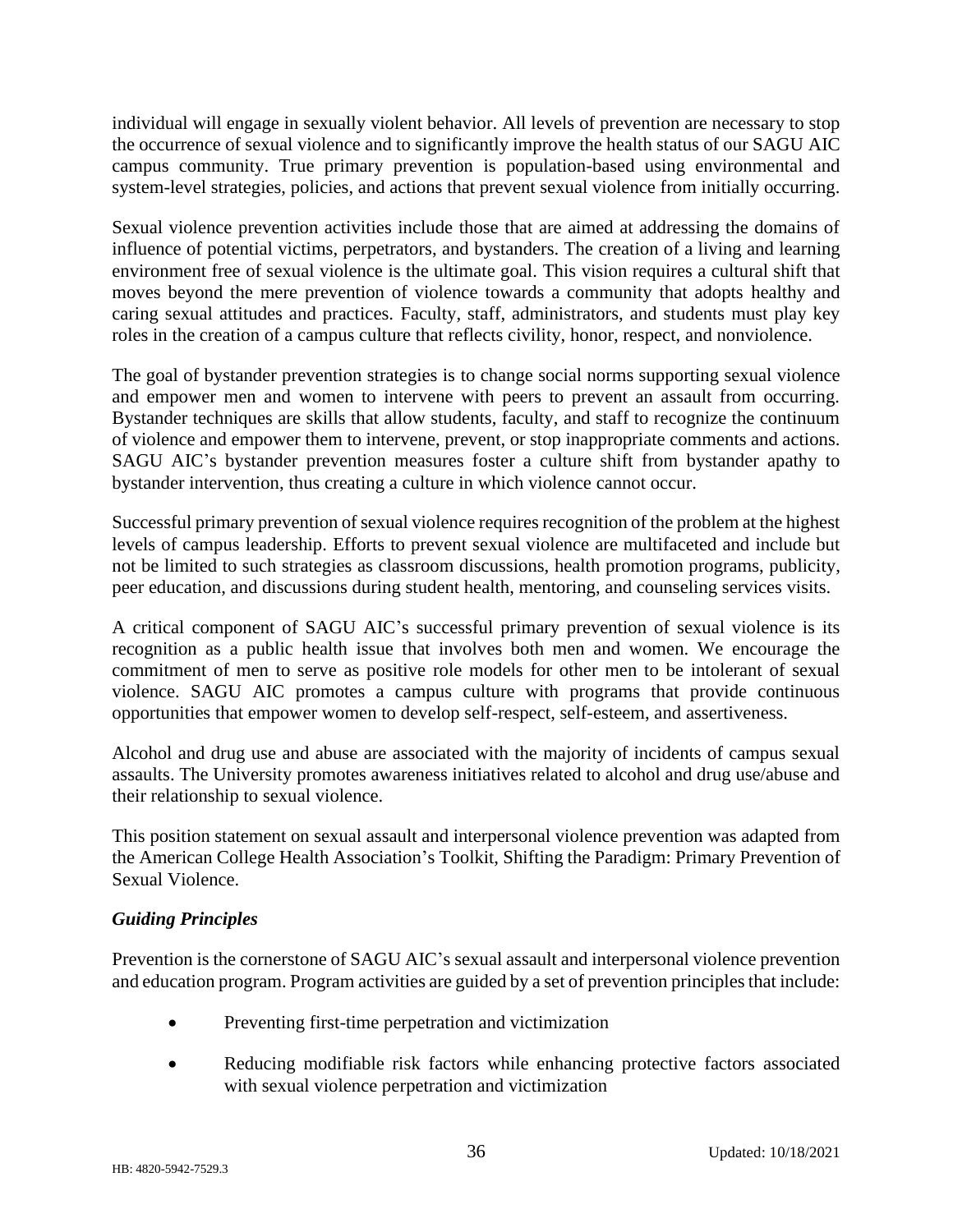individual will engage in sexually violent behavior. All levels of prevention are necessary to stop the occurrence of sexual violence and to significantly improve the health status of our SAGU AIC campus community. True primary prevention is population-based using environmental and system-level strategies, policies, and actions that prevent sexual violence from initially occurring.

Sexual violence prevention activities include those that are aimed at addressing the domains of influence of potential victims, perpetrators, and bystanders. The creation of a living and learning environment free of sexual violence is the ultimate goal. This vision requires a cultural shift that moves beyond the mere prevention of violence towards a community that adopts healthy and caring sexual attitudes and practices. Faculty, staff, administrators, and students must play key roles in the creation of a campus culture that reflects civility, honor, respect, and nonviolence.

The goal of bystander prevention strategies is to change social norms supporting sexual violence and empower men and women to intervene with peers to prevent an assault from occurring. Bystander techniques are skills that allow students, faculty, and staff to recognize the continuum of violence and empower them to intervene, prevent, or stop inappropriate comments and actions. SAGU AIC's bystander prevention measures foster a culture shift from bystander apathy to bystander intervention, thus creating a culture in which violence cannot occur.

Successful primary prevention of sexual violence requires recognition of the problem at the highest levels of campus leadership. Efforts to prevent sexual violence are multifaceted and include but not be limited to such strategies as classroom discussions, health promotion programs, publicity, peer education, and discussions during student health, mentoring, and counseling services visits.

A critical component of SAGU AIC's successful primary prevention of sexual violence is its recognition as a public health issue that involves both men and women. We encourage the commitment of men to serve as positive role models for other men to be intolerant of sexual violence. SAGU AIC promotes a campus culture with programs that provide continuous opportunities that empower women to develop self-respect, self-esteem, and assertiveness.

Alcohol and drug use and abuse are associated with the majority of incidents of campus sexual assaults. The University promotes awareness initiatives related to alcohol and drug use/abuse and their relationship to sexual violence.

This position statement on sexual assault and interpersonal violence prevention was adapted from the American College Health Association's Toolkit, Shifting the Paradigm: Primary Prevention of Sexual Violence.

***Guiding Principles***

Prevention is the cornerstone of SAGU AIC's sexual assault and interpersonal violence prevention and education program. Program activities are guided by a set of prevention principles that include:

- Preventing first-time perpetration and victimization
- Reducing modifiable risk factors while enhancing protective factors associated with sexual violence perpetration and victimization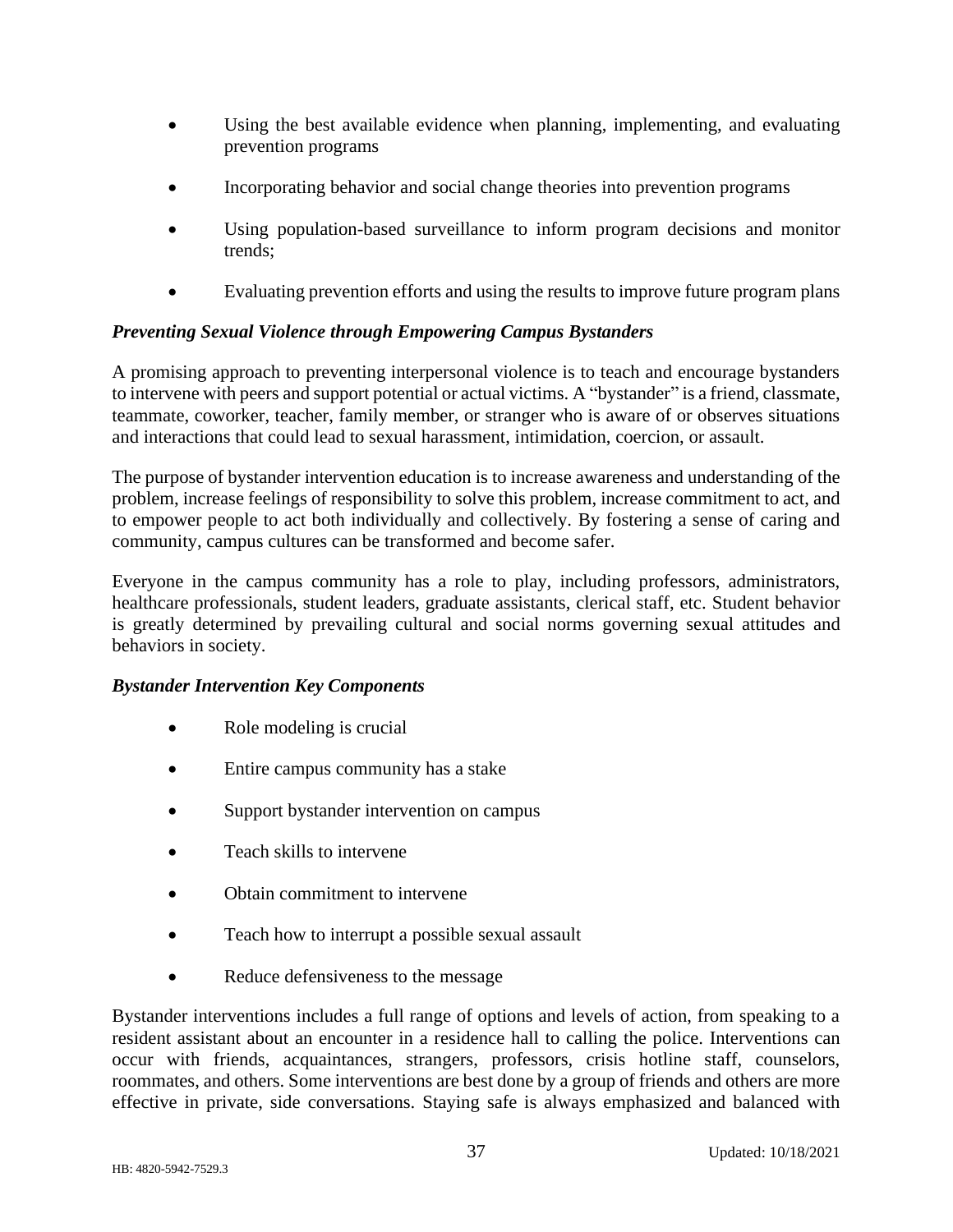- Using the best available evidence when planning, implementing, and evaluating prevention programs
- Incorporating behavior and social change theories into prevention programs
- Using population-based surveillance to inform program decisions and monitor trends;
- Evaluating prevention efforts and using the results to improve future program plans

***Preventing Sexual Violence through Empowering Campus Bystanders***

A promising approach to preventing interpersonal violence is to teach and encourage bystanders to intervene with peers and support potential or actual victims. A "bystander" is a friend, classmate, teammate, coworker, teacher, family member, or stranger who is aware of or observes situations and interactions that could lead to sexual harassment, intimidation, coercion, or assault.

The purpose of bystander intervention education is to increase awareness and understanding of the problem, increase feelings of responsibility to solve this problem, increase commitment to act, and to empower people to act both individually and collectively. By fostering a sense of caring and community, campus cultures can be transformed and become safer.

Everyone in the campus community has a role to play, including professors, administrators, healthcare professionals, student leaders, graduate assistants, clerical staff, etc. Student behavior is greatly determined by prevailing cultural and social norms governing sexual attitudes and behaviors in society.

***Bystander Intervention Key Components***

- Role modeling is crucial
- Entire campus community has a stake
- Support bystander intervention on campus
- Teach skills to intervene
- Obtain commitment to intervene
- Teach how to interrupt a possible sexual assault
- Reduce defensiveness to the message

Bystander interventions includes a full range of options and levels of action, from speaking to a resident assistant about an encounter in a residence hall to calling the police. Interventions can occur with friends, acquaintances, strangers, professors, crisis hotline staff, counselors, roommates, and others. Some interventions are best done by a group of friends and others are more effective in private, side conversations. Staying safe is always emphasized and balanced with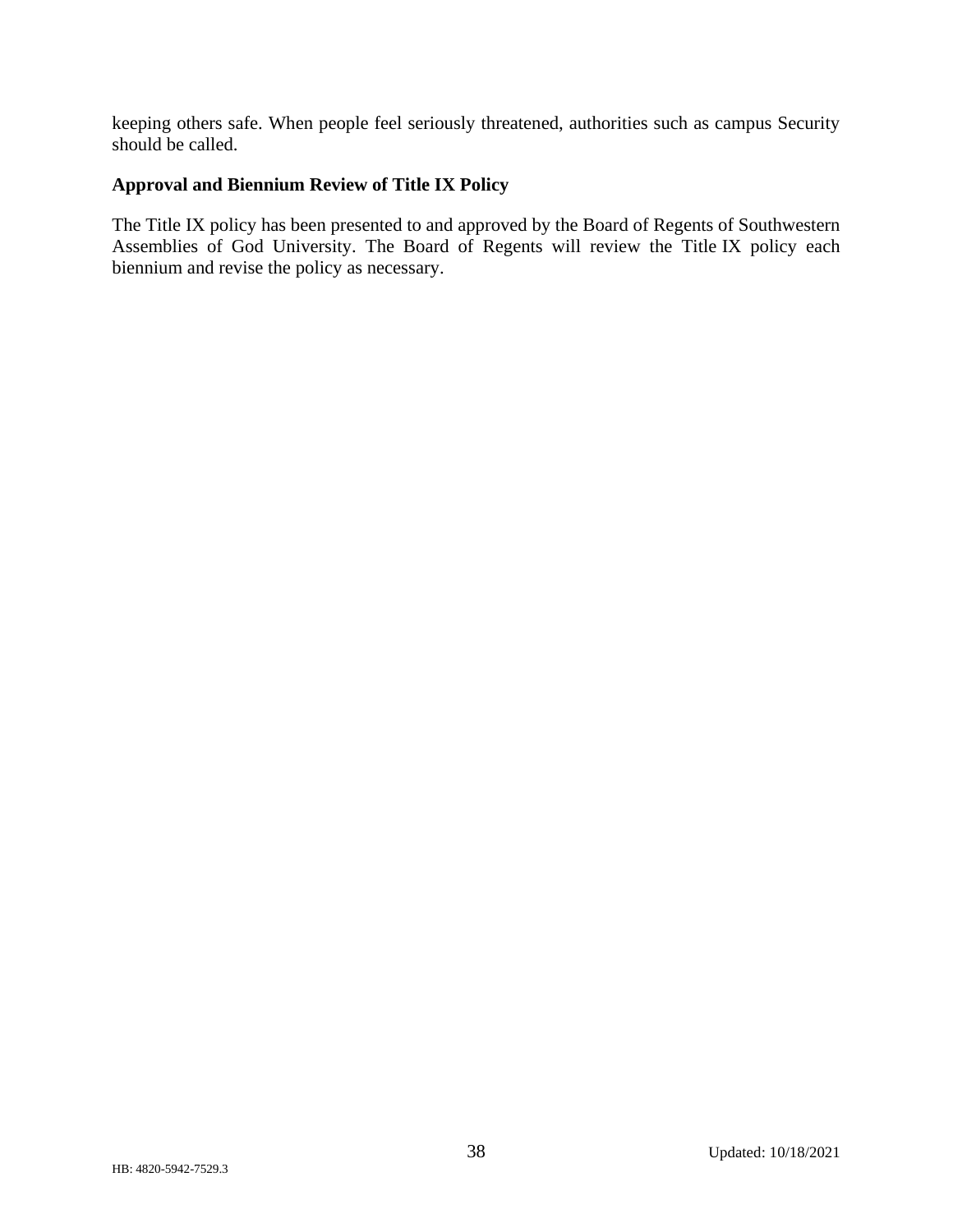keeping others safe. When people feel seriously threatened, authorities such as campus Security should be called.

**Approval and Biennium Review of Title IX Policy**

The Title IX policy has been presented to and approved by the Board of Regents of Southwestern Assemblies of God University. The Board of Regents will review the Title IX policy each biennium and revise the policy as necessary.